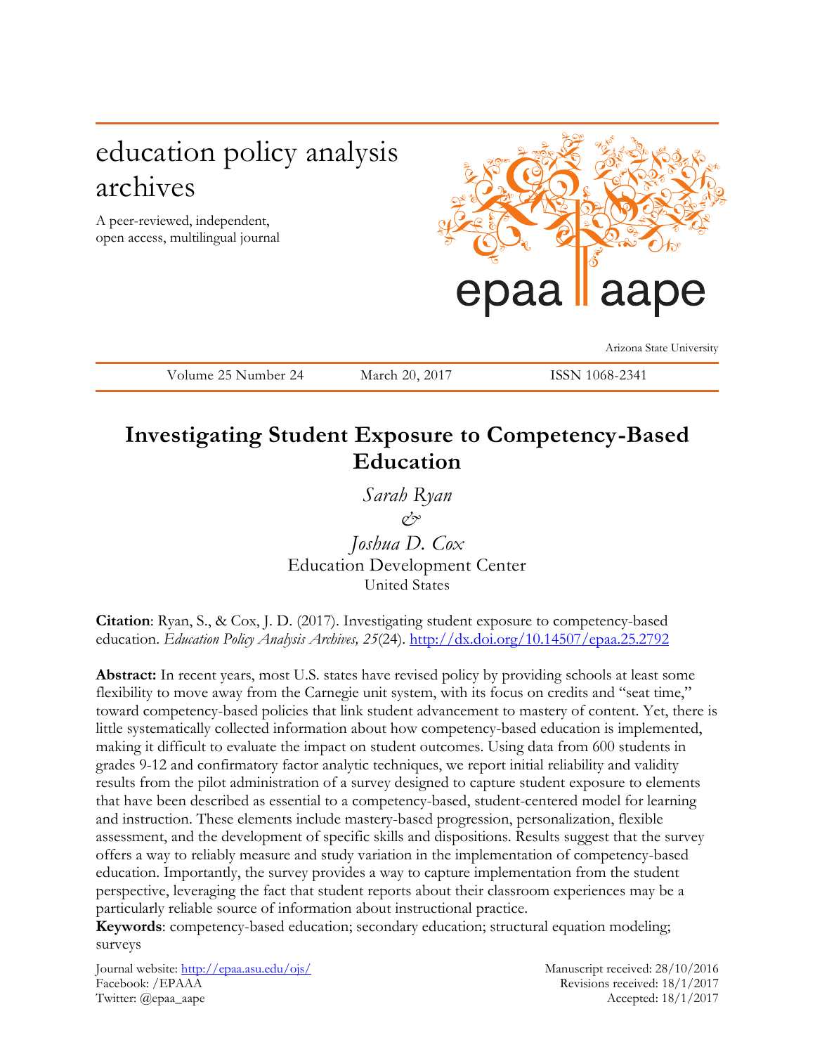education policy analysis archives

A peer-reviewed, independent, open access, multilingual journal

epaa aape

Arizona State University

Volume 25 Number 24 March 20, 2017 ISSN 1068-2341

# Investigating Student Exposure to Competency-Based Education

*Sarah Ryan*

*&*

*Joshua D. Cox*

Education Development Center

United States

**Citation**: Ryan, S., & Cox, J. D. (2017). Investigating student exposure to competency-based education. *Education Policy Analysis Archives, 25*(24). http://dx.doi.org/10.14507/epaa.25.2792

**Abstract:** In recent years, most U.S. states have revised policy by providing schools at least some flexibility to move away from the Carnegie unit system, with its focus on credits and "seat time," toward competency-based policies that link student advancement to mastery of content. Yet, there is little systematically collected information about how competency-based education is implemented, making it difficult to evaluate the impact on student outcomes. Using data from 600 students in grades 9-12 and confirmatory factor analytic techniques, we report initial reliability and validity results from the pilot administration of a survey designed to capture student exposure to elements that have been described as essential to a competency-based, student-centered model for learning and instruction. These elements include mastery-based progression, personalization, flexible assessment, and the development of specific skills and dispositions. Results suggest that the survey offers a way to reliably measure and study variation in the implementation of competency-based education. Importantly, the survey provides a way to capture implementation from the student perspective, leveraging the fact that student reports about their classroom experiences may be a particularly reliable source of information about instructional practice.

**Keywords**: competency-based education; secondary education; structural equation modeling; surveys

Journal website: http://epaa.asu.edu/ojs/
Facebook: /EPAAA
Twitter: @epaa_aape

Manuscript received: 28/10/2016
Revisions received: 18/1/2017
Accepted: 18/1/2017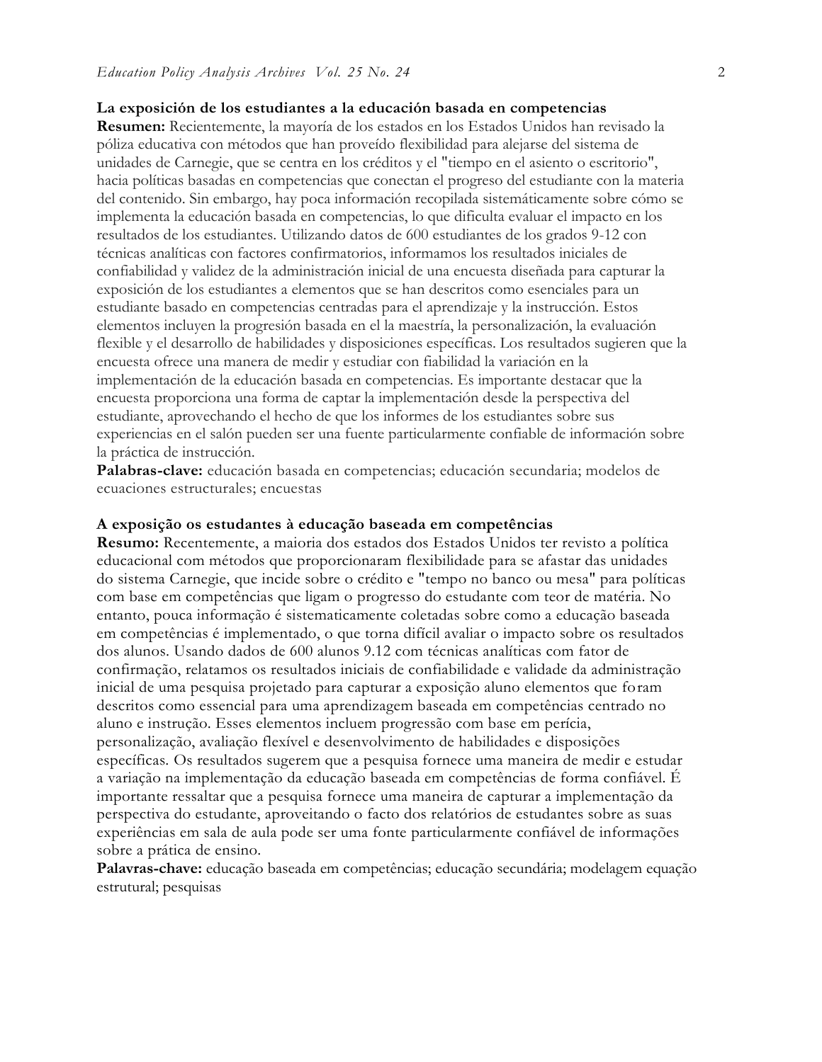**La exposición de los estudiantes a la educación basada en competencias**

**Resumen:** Recientemente, la mayoría de los estados en los Estados Unidos han revisado la póliza educativa con métodos que han proveído flexibilidad para alejarse del sistema de unidades de Carnegie, que se centra en los créditos y el "tiempo en el asiento o escritorio", hacia políticas basadas en competencias que conectan el progreso del estudiante con la materia del contenido. Sin embargo, hay poca información recopilada sistemáticamente sobre cómo se implementa la educación basada en competencias, lo que dificulta evaluar el impacto en los resultados de los estudiantes. Utilizando datos de 600 estudiantes de los grados 9-12 con técnicas analíticas con factores confirmatorios, informamos los resultados iniciales de confiabilidad y validez de la administración inicial de una encuesta diseñada para capturar la exposición de los estudiantes a elementos que se han descritos como esenciales para un estudiante basado en competencias centradas para el aprendizaje y la instrucción. Estos elementos incluyen la progresión basada en el la maestría, la personalización, la evaluación flexible y el desarrollo de habilidades y disposiciones específicas. Los resultados sugieren que la encuesta ofrece una manera de medir y estudiar con fiabilidad la variación en la implementación de la educación basada en competencias. Es importante destacar que la encuesta proporciona una forma de captar la implementación desde la perspectiva del estudiante, aprovechando el hecho de que los informes de los estudiantes sobre sus experiencias en el salón pueden ser una fuente particularmente confiable de información sobre la práctica de instrucción.

**Palabras-clave:** educación basada en competencias; educación secundaria; modelos de ecuaciones estructurales; encuestas

**A exposição os estudantes à educação baseada em competências**

**Resumo:** Recentemente, a maioria dos estados dos Estados Unidos ter revisto a política educacional com métodos que proporcionaram flexibilidade para se afastar das unidades do sistema Carnegie, que incide sobre o crédito e "tempo no banco ou mesa" para políticas com base em competências que ligam o progresso do estudante com teor de matéria. No entanto, pouca informação é sistematicamente coletadas sobre como a educação baseada em competências é implementado, o que torna difícil avaliar o impacto sobre os resultados dos alunos. Usando dados de 600 alunos 9.12 com técnicas analíticas com fator de confirmação, relatamos os resultados iniciais de confiabilidade e validade da administração inicial de uma pesquisa projetado para capturar a exposição aluno elementos que foram descritos como essencial para uma aprendizagem baseada em competências centrado no aluno e instrução. Esses elementos incluem progressão com base em perícia, personalização, avaliação flexível e desenvolvimento de habilidades e disposições específicas. Os resultados sugerem que a pesquisa fornece uma maneira de medir e estudar a variação na implementação da educação baseada em competências de forma confiável. É importante ressaltar que a pesquisa fornece uma maneira de capturar a implementação da perspectiva do estudante, aproveitando o facto dos relatórios de estudantes sobre as suas experiências em sala de aula pode ser uma fonte particularmente confiável de informações sobre a prática de ensino.

**Palavras-chave:** educação baseada em competências; educação secundária; modelagem equação estrutural; pesquisas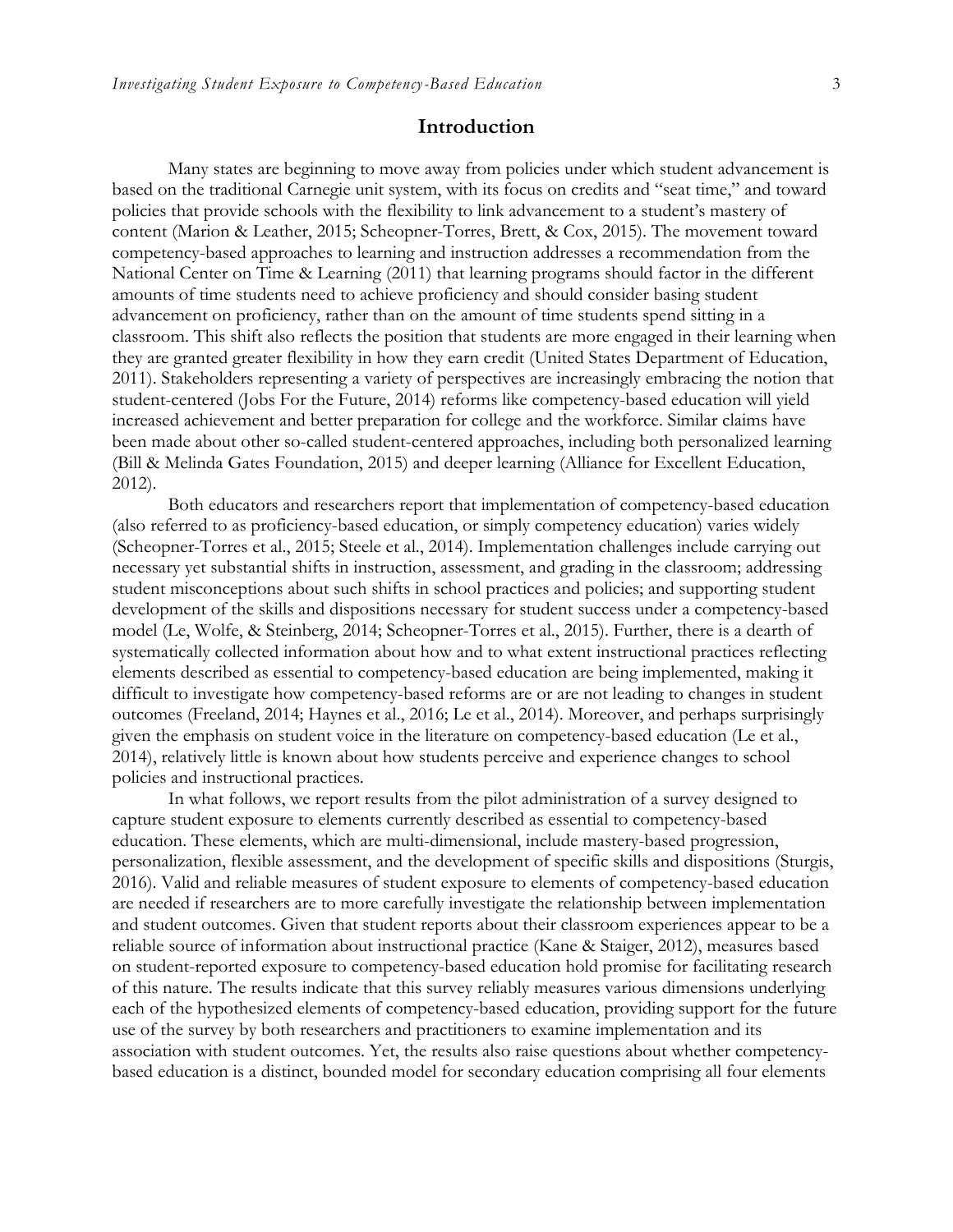## Introduction

Many states are beginning to move away from policies under which student advancement is based on the traditional Carnegie unit system, with its focus on credits and "seat time," and toward policies that provide schools with the flexibility to link advancement to a student's mastery of content (Marion & Leather, 2015; Scheopner-Torres, Brett, & Cox, 2015). The movement toward competency-based approaches to learning and instruction addresses a recommendation from the National Center on Time & Learning (2011) that learning programs should factor in the different amounts of time students need to achieve proficiency and should consider basing student advancement on proficiency, rather than on the amount of time students spend sitting in a classroom. This shift also reflects the position that students are more engaged in their learning when they are granted greater flexibility in how they earn credit (United States Department of Education, 2011). Stakeholders representing a variety of perspectives are increasingly embracing the notion that student-centered (Jobs For the Future, 2014) reforms like competency-based education will yield increased achievement and better preparation for college and the workforce. Similar claims have been made about other so-called student-centered approaches, including both personalized learning (Bill & Melinda Gates Foundation, 2015) and deeper learning (Alliance for Excellent Education, 2012).

Both educators and researchers report that implementation of competency-based education (also referred to as proficiency-based education, or simply competency education) varies widely (Scheopner-Torres et al., 2015; Steele et al., 2014). Implementation challenges include carrying out necessary yet substantial shifts in instruction, assessment, and grading in the classroom; addressing student misconceptions about such shifts in school practices and policies; and supporting student development of the skills and dispositions necessary for student success under a competency-based model (Le, Wolfe, & Steinberg, 2014; Scheopner-Torres et al., 2015). Further, there is a dearth of systematically collected information about how and to what extent instructional practices reflecting elements described as essential to competency-based education are being implemented, making it difficult to investigate how competency-based reforms are or are not leading to changes in student outcomes (Freeland, 2014; Haynes et al., 2016; Le et al., 2014). Moreover, and perhaps surprisingly given the emphasis on student voice in the literature on competency-based education (Le et al., 2014), relatively little is known about how students perceive and experience changes to school policies and instructional practices.

In what follows, we report results from the pilot administration of a survey designed to capture student exposure to elements currently described as essential to competency-based education. These elements, which are multi-dimensional, include mastery-based progression, personalization, flexible assessment, and the development of specific skills and dispositions (Sturgis, 2016). Valid and reliable measures of student exposure to elements of competency-based education are needed if researchers are to more carefully investigate the relationship between implementation and student outcomes. Given that student reports about their classroom experiences appear to be a reliable source of information about instructional practice (Kane & Staiger, 2012), measures based on student-reported exposure to competency-based education hold promise for facilitating research of this nature. The results indicate that this survey reliably measures various dimensions underlying each of the hypothesized elements of competency-based education, providing support for the future use of the survey by both researchers and practitioners to examine implementation and its association with student outcomes. Yet, the results also raise questions about whether competency-based education is a distinct, bounded model for secondary education comprising all four elements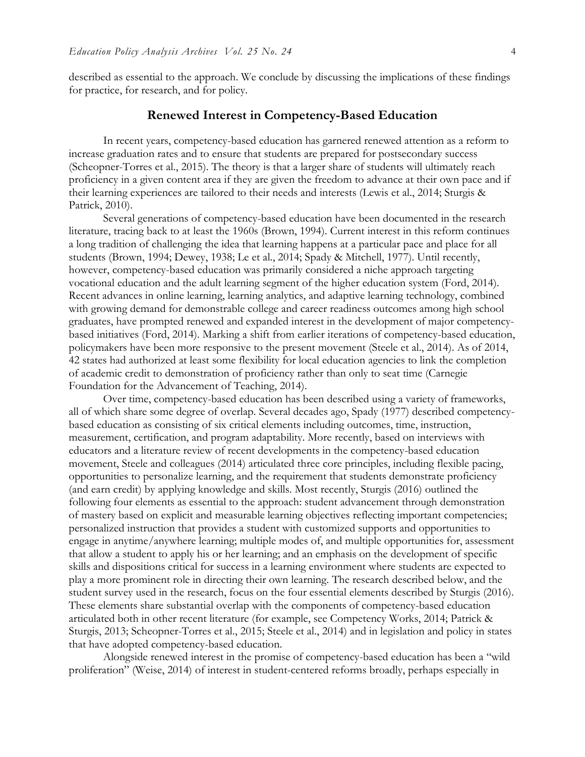described as essential to the approach. We conclude by discussing the implications of these findings for practice, for research, and for policy.

## Renewed Interest in Competency-Based Education

In recent years, competency-based education has garnered renewed attention as a reform to increase graduation rates and to ensure that students are prepared for postsecondary success (Scheopner-Torres et al., 2015). The theory is that a larger share of students will ultimately reach proficiency in a given content area if they are given the freedom to advance at their own pace and if their learning experiences are tailored to their needs and interests (Lewis et al., 2014; Sturgis & Patrick, 2010).

Several generations of competency-based education have been documented in the research literature, tracing back to at least the 1960s (Brown, 1994). Current interest in this reform continues a long tradition of challenging the idea that learning happens at a particular pace and place for all students (Brown, 1994; Dewey, 1938; Le et al., 2014; Spady & Mitchell, 1977). Until recently, however, competency-based education was primarily considered a niche approach targeting vocational education and the adult learning segment of the higher education system (Ford, 2014). Recent advances in online learning, learning analytics, and adaptive learning technology, combined with growing demand for demonstrable college and career readiness outcomes among high school graduates, have prompted renewed and expanded interest in the development of major competency-based initiatives (Ford, 2014). Marking a shift from earlier iterations of competency-based education, policymakers have been more responsive to the present movement (Steele et al., 2014). As of 2014, 42 states had authorized at least some flexibility for local education agencies to link the completion of academic credit to demonstration of proficiency rather than only to seat time (Carnegie Foundation for the Advancement of Teaching, 2014).

Over time, competency-based education has been described using a variety of frameworks, all of which share some degree of overlap. Several decades ago, Spady (1977) described competency-based education as consisting of six critical elements including outcomes, time, instruction, measurement, certification, and program adaptability. More recently, based on interviews with educators and a literature review of recent developments in the competency-based education movement, Steele and colleagues (2014) articulated three core principles, including flexible pacing, opportunities to personalize learning, and the requirement that students demonstrate proficiency (and earn credit) by applying knowledge and skills. Most recently, Sturgis (2016) outlined the following four elements as essential to the approach: student advancement through demonstration of mastery based on explicit and measurable learning objectives reflecting important competencies; personalized instruction that provides a student with customized supports and opportunities to engage in anytime/anywhere learning; multiple modes of, and multiple opportunities for, assessment that allow a student to apply his or her learning; and an emphasis on the development of specific skills and dispositions critical for success in a learning environment where students are expected to play a more prominent role in directing their own learning. The research described below, and the student survey used in the research, focus on the four essential elements described by Sturgis (2016). These elements share substantial overlap with the components of competency-based education articulated both in other recent literature (for example, see Competency Works, 2014; Patrick & Sturgis, 2013; Scheopner-Torres et al., 2015; Steele et al., 2014) and in legislation and policy in states that have adopted competency-based education.

Alongside renewed interest in the promise of competency-based education has been a "wild proliferation" (Weise, 2014) of interest in student-centered reforms broadly, perhaps especially in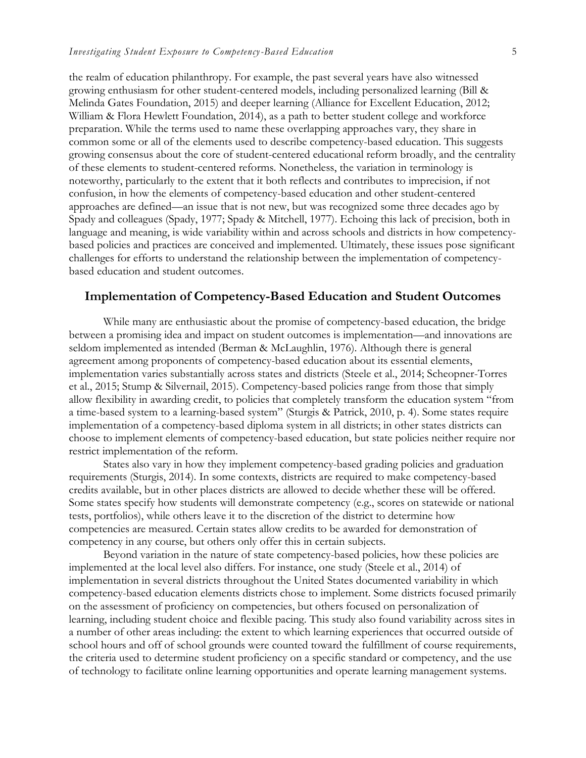the realm of education philanthropy. For example, the past several years have also witnessed growing enthusiasm for other student-centered models, including personalized learning (Bill & Melinda Gates Foundation, 2015) and deeper learning (Alliance for Excellent Education, 2012; William & Flora Hewlett Foundation, 2014), as a path to better student college and workforce preparation. While the terms used to name these overlapping approaches vary, they share in common some or all of the elements used to describe competency-based education. This suggests growing consensus about the core of student-centered educational reform broadly, and the centrality of these elements to student-centered reforms. Nonetheless, the variation in terminology is noteworthy, particularly to the extent that it both reflects and contributes to imprecision, if not confusion, in how the elements of competency-based education and other student-centered approaches are defined—an issue that is not new, but was recognized some three decades ago by Spady and colleagues (Spady, 1977; Spady & Mitchell, 1977). Echoing this lack of precision, both in language and meaning, is wide variability within and across schools and districts in how competency-based policies and practices are conceived and implemented. Ultimately, these issues pose significant challenges for efforts to understand the relationship between the implementation of competency-based education and student outcomes.

## Implementation of Competency-Based Education and Student Outcomes

While many are enthusiastic about the promise of competency-based education, the bridge between a promising idea and impact on student outcomes is implementation—and innovations are seldom implemented as intended (Berman & McLaughlin, 1976). Although there is general agreement among proponents of competency-based education about its essential elements, implementation varies substantially across states and districts (Steele et al., 2014; Scheopner-Torres et al., 2015; Stump & Silvernail, 2015). Competency-based policies range from those that simply allow flexibility in awarding credit, to policies that completely transform the education system "from a time-based system to a learning-based system" (Sturgis & Patrick, 2010, p. 4). Some states require implementation of a competency-based diploma system in all districts; in other states districts can choose to implement elements of competency-based education, but state policies neither require nor restrict implementation of the reform.

States also vary in how they implement competency-based grading policies and graduation requirements (Sturgis, 2014). In some contexts, districts are required to make competency-based credits available, but in other places districts are allowed to decide whether these will be offered. Some states specify how students will demonstrate competency (e.g., scores on statewide or national tests, portfolios), while others leave it to the discretion of the district to determine how competencies are measured. Certain states allow credits to be awarded for demonstration of competency in any course, but others only offer this in certain subjects.

Beyond variation in the nature of state competency-based policies, how these policies are implemented at the local level also differs. For instance, one study (Steele et al., 2014) of implementation in several districts throughout the United States documented variability in which competency-based education elements districts chose to implement. Some districts focused primarily on the assessment of proficiency on competencies, but others focused on personalization of learning, including student choice and flexible pacing. This study also found variability across sites in a number of other areas including: the extent to which learning experiences that occurred outside of school hours and off of school grounds were counted toward the fulfillment of course requirements, the criteria used to determine student proficiency on a specific standard or competency, and the use of technology to facilitate online learning opportunities and operate learning management systems.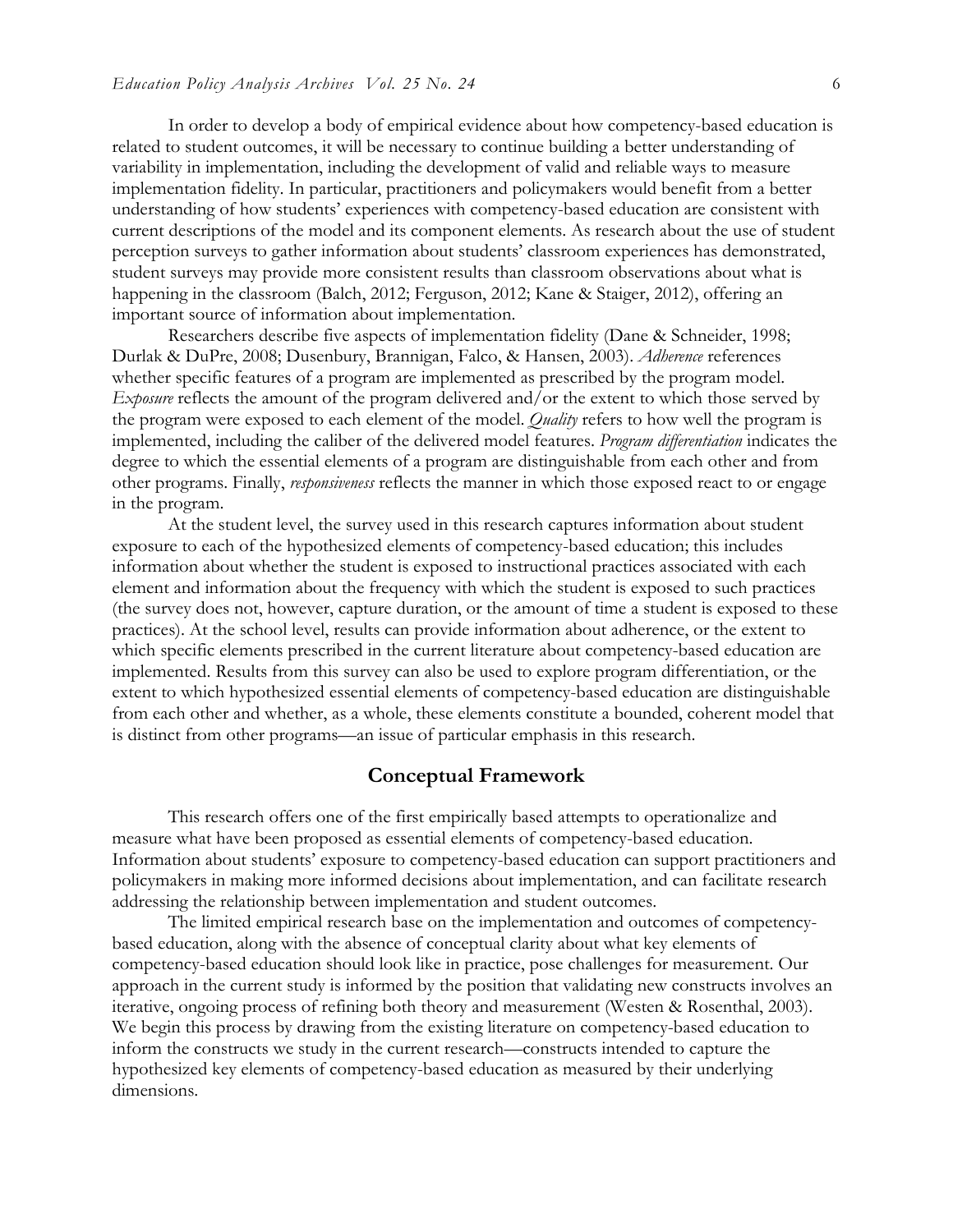In order to develop a body of empirical evidence about how competency-based education is related to student outcomes, it will be necessary to continue building a better understanding of variability in implementation, including the development of valid and reliable ways to measure implementation fidelity. In particular, practitioners and policymakers would benefit from a better understanding of how students' experiences with competency-based education are consistent with current descriptions of the model and its component elements. As research about the use of student perception surveys to gather information about students' classroom experiences has demonstrated, student surveys may provide more consistent results than classroom observations about what is happening in the classroom (Balch, 2012; Ferguson, 2012; Kane & Staiger, 2012), offering an important source of information about implementation.

Researchers describe five aspects of implementation fidelity (Dane & Schneider, 1998; Durlak & DuPre, 2008; Dusenbury, Brannigan, Falco, & Hansen, 2003). *Adherence* references whether specific features of a program are implemented as prescribed by the program model. *Exposure* reflects the amount of the program delivered and/or the extent to which those served by the program were exposed to each element of the model. *Quality* refers to how well the program is implemented, including the caliber of the delivered model features. *Program differentiation* indicates the degree to which the essential elements of a program are distinguishable from each other and from other programs. Finally, *responsiveness* reflects the manner in which those exposed react to or engage in the program.

At the student level, the survey used in this research captures information about student exposure to each of the hypothesized elements of competency-based education; this includes information about whether the student is exposed to instructional practices associated with each element and information about the frequency with which the student is exposed to such practices (the survey does not, however, capture duration, or the amount of time a student is exposed to these practices). At the school level, results can provide information about adherence, or the extent to which specific elements prescribed in the current literature about competency-based education are implemented. Results from this survey can also be used to explore program differentiation, or the extent to which hypothesized essential elements of competency-based education are distinguishable from each other and whether, as a whole, these elements constitute a bounded, coherent model that is distinct from other programs—an issue of particular emphasis in this research.

## Conceptual Framework

This research offers one of the first empirically based attempts to operationalize and measure what have been proposed as essential elements of competency-based education. Information about students' exposure to competency-based education can support practitioners and policymakers in making more informed decisions about implementation, and can facilitate research addressing the relationship between implementation and student outcomes.

The limited empirical research base on the implementation and outcomes of competency-based education, along with the absence of conceptual clarity about what key elements of competency-based education should look like in practice, pose challenges for measurement. Our approach in the current study is informed by the position that validating new constructs involves an iterative, ongoing process of refining both theory and measurement (Westen & Rosenthal, 2003). We begin this process by drawing from the existing literature on competency-based education to inform the constructs we study in the current research—constructs intended to capture the hypothesized key elements of competency-based education as measured by their underlying dimensions.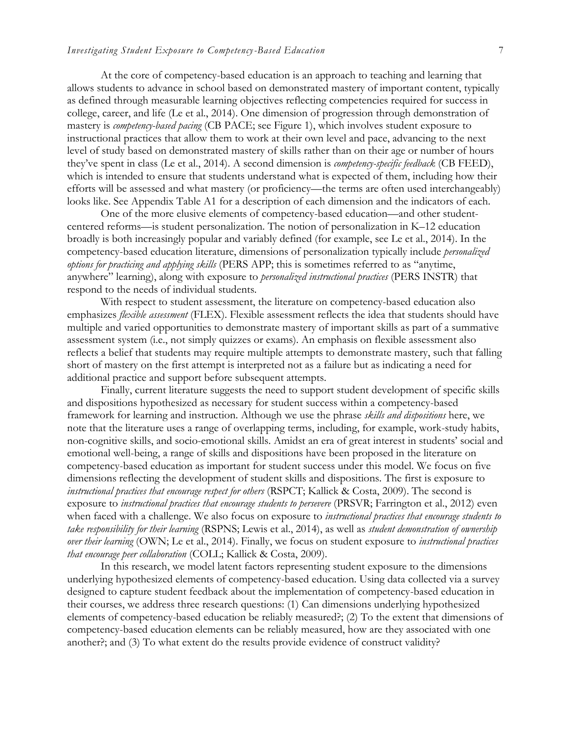At the core of competency-based education is an approach to teaching and learning that allows students to advance in school based on demonstrated mastery of important content, typically as defined through measurable learning objectives reflecting competencies required for success in college, career, and life (Le et al., 2014). One dimension of progression through demonstration of mastery is *competency-based pacing* (CB PACE; see Figure 1), which involves student exposure to instructional practices that allow them to work at their own level and pace, advancing to the next level of study based on demonstrated mastery of skills rather than on their age or number of hours they've spent in class (Le et al., 2014). A second dimension is *competency-specific feedback* (CB FEED), which is intended to ensure that students understand what is expected of them, including how their efforts will be assessed and what mastery (or proficiency—the terms are often used interchangeably) looks like. See Appendix Table A1 for a description of each dimension and the indicators of each.

One of the more elusive elements of competency-based education—and other student-centered reforms—is student personalization. The notion of personalization in K–12 education broadly is both increasingly popular and variably defined (for example, see Le et al., 2014). In the competency-based education literature, dimensions of personalization typically include *personalized options for practicing and applying skills* (PERS APP; this is sometimes referred to as "anytime, anywhere" learning), along with exposure to *personalized instructional practices* (PERS INSTR) that respond to the needs of individual students.

With respect to student assessment, the literature on competency-based education also emphasizes *flexible assessment* (FLEX). Flexible assessment reflects the idea that students should have multiple and varied opportunities to demonstrate mastery of important skills as part of a summative assessment system (i.e., not simply quizzes or exams). An emphasis on flexible assessment also reflects a belief that students may require multiple attempts to demonstrate mastery, such that falling short of mastery on the first attempt is interpreted not as a failure but as indicating a need for additional practice and support before subsequent attempts.

Finally, current literature suggests the need to support student development of specific skills and dispositions hypothesized as necessary for student success within a competency-based framework for learning and instruction. Although we use the phrase *skills and dispositions* here, we note that the literature uses a range of overlapping terms, including, for example, work-study habits, non-cognitive skills, and socio-emotional skills. Amidst an era of great interest in students' social and emotional well-being, a range of skills and dispositions have been proposed in the literature on competency-based education as important for student success under this model. We focus on five dimensions reflecting the development of student skills and dispositions. The first is exposure to *instructional practices that encourage respect for others* (RSPCT; Kallick & Costa, 2009). The second is exposure to *instructional practices that encourage students to persevere* (PRSVR; Farrington et al., 2012) even when faced with a challenge. We also focus on exposure to *instructional practices that encourage students to take responsibility for their learning* (RSPNS; Lewis et al., 2014), as well as *student demonstration of ownership over their learning* (OWN; Le et al., 2014). Finally, we focus on student exposure to *instructional practices that encourage peer collaboration* (COLL; Kallick & Costa, 2009).

In this research, we model latent factors representing student exposure to the dimensions underlying hypothesized elements of competency-based education. Using data collected via a survey designed to capture student feedback about the implementation of competency-based education in their courses, we address three research questions: (1) Can dimensions underlying hypothesized elements of competency-based education be reliably measured?; (2) To the extent that dimensions of competency-based education elements can be reliably measured, how are they associated with one another?; and (3) To what extent do the results provide evidence of construct validity?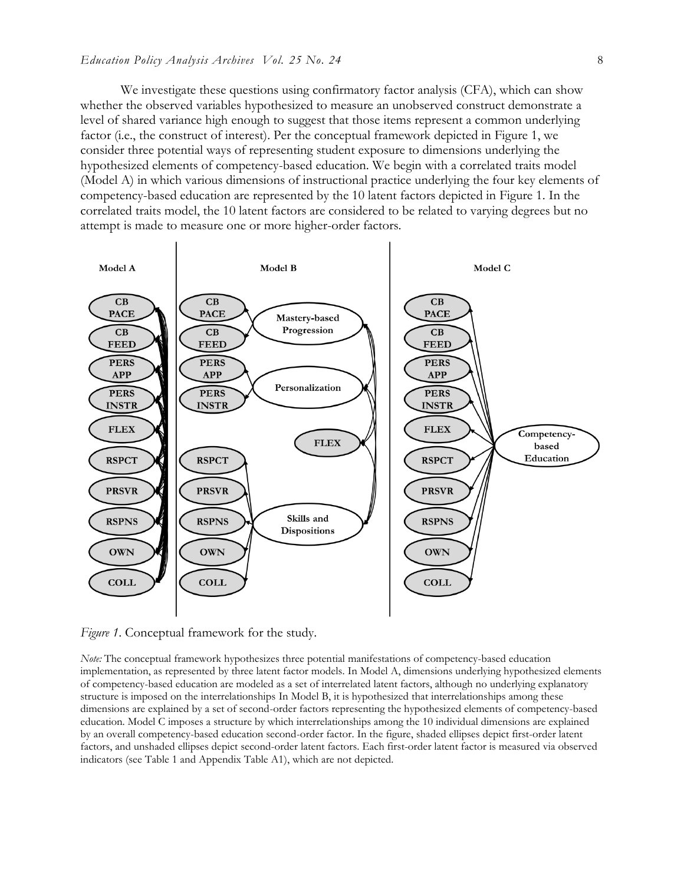We investigate these questions using confirmatory factor analysis (CFA), which can show whether the observed variables hypothesized to measure an unobserved construct demonstrate a level of shared variance high enough to suggest that those items represent a common underlying factor (i.e., the construct of interest). Per the conceptual framework depicted in Figure 1, we consider three potential ways of representing student exposure to dimensions underlying the hypothesized elements of competency-based education. We begin with a correlated traits model (Model A) in which various dimensions of instructional practice underlying the four key elements of competency-based education are represented by the 10 latent factors depicted in Figure 1. In the correlated traits model, the 10 latent factors are considered to be related to varying degrees but no attempt is made to measure one or more higher-order factors.

*Figure 1*. Conceptual framework for the study.

*Note:* The conceptual framework hypothesizes three potential manifestations of competency-based education implementation, as represented by three latent factor models. In Model A, dimensions underlying hypothesized elements of competency-based education are modeled as a set of interrelated latent factors, although no underlying explanatory structure is imposed on the interrelationships In Model B, it is hypothesized that interrelationships among these dimensions are explained by a set of second-order factors representing the hypothesized elements of competency-based education. Model C imposes a structure by which interrelationships among the 10 individual dimensions are explained by an overall competency-based education second-order factor. In the figure, shaded ellipses depict first-order latent factors, and unshaded ellipses depict second-order latent factors. Each first-order latent factor is measured via observed indicators (see Table 1 and Appendix Table A1), which are not depicted.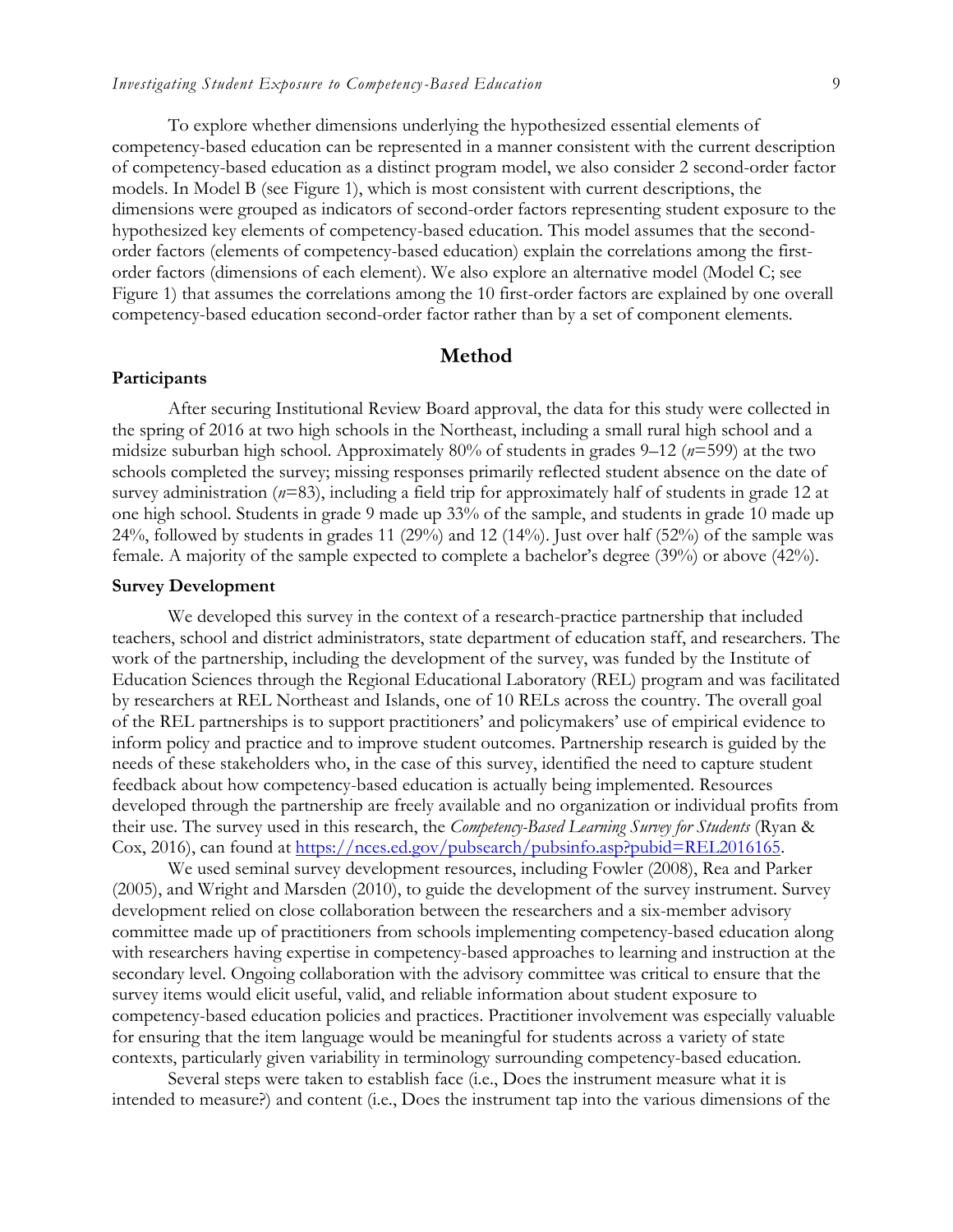To explore whether dimensions underlying the hypothesized essential elements of competency-based education can be represented in a manner consistent with the current description of competency-based education as a distinct program model, we also consider 2 second-order factor models. In Model B (see Figure 1), which is most consistent with current descriptions, the dimensions were grouped as indicators of second-order factors representing student exposure to the hypothesized key elements of competency-based education. This model assumes that the second-order factors (elements of competency-based education) explain the correlations among the first-order factors (dimensions of each element). We also explore an alternative model (Model C; see Figure 1) that assumes the correlations among the 10 first-order factors are explained by one overall competency-based education second-order factor rather than by a set of component elements.

## Method

### Participants

After securing Institutional Review Board approval, the data for this study were collected in the spring of 2016 at two high schools in the Northeast, including a small rural high school and a midsize suburban high school. Approximately 80% of students in grades 9–12 (*n*=599) at the two schools completed the survey; missing responses primarily reflected student absence on the date of survey administration (*n*=83), including a field trip for approximately half of students in grade 12 at one high school. Students in grade 9 made up 33% of the sample, and students in grade 10 made up 24%, followed by students in grades 11 (29%) and 12 (14%). Just over half (52%) of the sample was female. A majority of the sample expected to complete a bachelor's degree (39%) or above (42%).

### Survey Development

We developed this survey in the context of a research-practice partnership that included teachers, school and district administrators, state department of education staff, and researchers. The work of the partnership, including the development of the survey, was funded by the Institute of Education Sciences through the Regional Educational Laboratory (REL) program and was facilitated by researchers at REL Northeast and Islands, one of 10 RELs across the country. The overall goal of the REL partnerships is to support practitioners' and policymakers' use of empirical evidence to inform policy and practice and to improve student outcomes. Partnership research is guided by the needs of these stakeholders who, in the case of this survey, identified the need to capture student feedback about how competency-based education is actually being implemented. Resources developed through the partnership are freely available and no organization or individual profits from their use. The survey used in this research, the *Competency-Based Learning Survey for Students* (Ryan & Cox, 2016), can found at https://nces.ed.gov/pubsearch/pubsinfo.asp?pubid=REL2016165.

We used seminal survey development resources, including Fowler (2008), Rea and Parker (2005), and Wright and Marsden (2010), to guide the development of the survey instrument. Survey development relied on close collaboration between the researchers and a six-member advisory committee made up of practitioners from schools implementing competency-based education along with researchers having expertise in competency-based approaches to learning and instruction at the secondary level. Ongoing collaboration with the advisory committee was critical to ensure that the survey items would elicit useful, valid, and reliable information about student exposure to competency-based education policies and practices. Practitioner involvement was especially valuable for ensuring that the item language would be meaningful for students across a variety of state contexts, particularly given variability in terminology surrounding competency-based education.

Several steps were taken to establish face (i.e., Does the instrument measure what it is intended to measure?) and content (i.e., Does the instrument tap into the various dimensions of the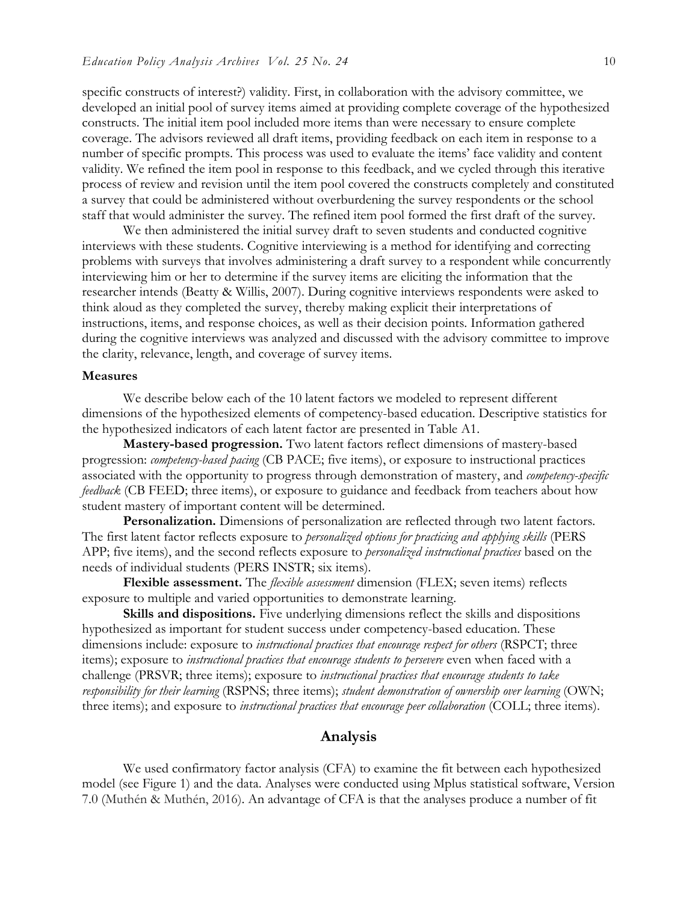specific constructs of interest?) validity. First, in collaboration with the advisory committee, we developed an initial pool of survey items aimed at providing complete coverage of the hypothesized constructs. The initial item pool included more items than were necessary to ensure complete coverage. The advisors reviewed all draft items, providing feedback on each item in response to a number of specific prompts. This process was used to evaluate the items' face validity and content validity. We refined the item pool in response to this feedback, and we cycled through this iterative process of review and revision until the item pool covered the constructs completely and constituted a survey that could be administered without overburdening the survey respondents or the school staff that would administer the survey. The refined item pool formed the first draft of the survey.

We then administered the initial survey draft to seven students and conducted cognitive interviews with these students. Cognitive interviewing is a method for identifying and correcting problems with surveys that involves administering a draft survey to a respondent while concurrently interviewing him or her to determine if the survey items are eliciting the information that the researcher intends (Beatty & Willis, 2007). During cognitive interviews respondents were asked to think aloud as they completed the survey, thereby making explicit their interpretations of instructions, items, and response choices, as well as their decision points. Information gathered during the cognitive interviews was analyzed and discussed with the advisory committee to improve the clarity, relevance, length, and coverage of survey items.

### Measures

We describe below each of the 10 latent factors we modeled to represent different dimensions of the hypothesized elements of competency-based education. Descriptive statistics for the hypothesized indicators of each latent factor are presented in Table A1.

**Mastery-based progression.** Two latent factors reflect dimensions of mastery-based progression: *competency-based pacing* (CB PACE; five items), or exposure to instructional practices associated with the opportunity to progress through demonstration of mastery, and *competency-specific feedback* (CB FEED; three items), or exposure to guidance and feedback from teachers about how student mastery of important content will be determined.

**Personalization.** Dimensions of personalization are reflected through two latent factors. The first latent factor reflects exposure to *personalized options for practicing and applying skills* (PERS APP; five items), and the second reflects exposure to *personalized instructional practices* based on the needs of individual students (PERS INSTR; six items).

**Flexible assessment.** The *flexible assessment* dimension (FLEX; seven items) reflects exposure to multiple and varied opportunities to demonstrate learning.

**Skills and dispositions.** Five underlying dimensions reflect the skills and dispositions hypothesized as important for student success under competency-based education. These dimensions include: exposure to *instructional practices that encourage respect for others* (RSPCT; three items); exposure to *instructional practices that encourage students to persevere* even when faced with a challenge (PRSVR; three items); exposure to *instructional practices that encourage students to take responsibility for their learning* (RSPNS; three items); *student demonstration of ownership over learning* (OWN; three items); and exposure to *instructional practices that encourage peer collaboration* (COLL; three items).

## Analysis

We used confirmatory factor analysis (CFA) to examine the fit between each hypothesized model (see Figure 1) and the data. Analyses were conducted using Mplus statistical software, Version 7.0 (Muthén & Muthén, 2016). An advantage of CFA is that the analyses produce a number of fit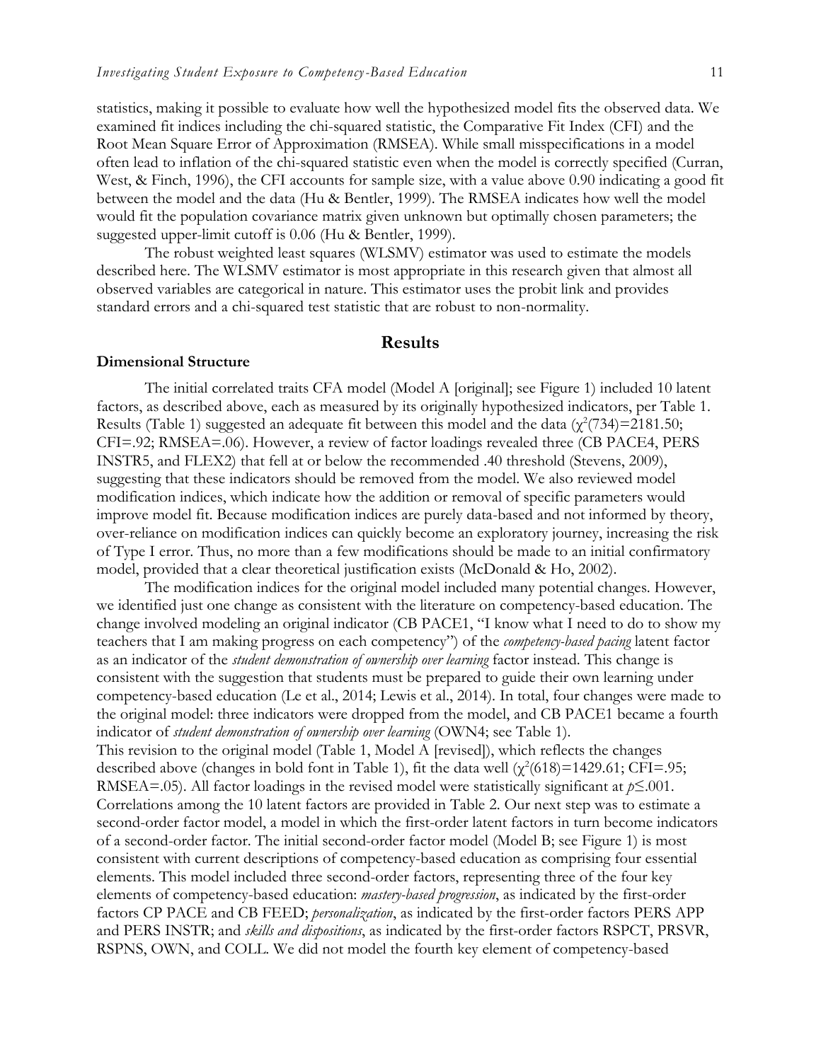statistics, making it possible to evaluate how well the hypothesized model fits the observed data. We examined fit indices including the chi-squared statistic, the Comparative Fit Index (CFI) and the Root Mean Square Error of Approximation (RMSEA). While small misspecifications in a model often lead to inflation of the chi-squared statistic even when the model is correctly specified (Curran, West, & Finch, 1996), the CFI accounts for sample size, with a value above 0.90 indicating a good fit between the model and the data (Hu & Bentler, 1999). The RMSEA indicates how well the model would fit the population covariance matrix given unknown but optimally chosen parameters; the suggested upper-limit cutoff is 0.06 (Hu & Bentler, 1999).

The robust weighted least squares (WLSMV) estimator was used to estimate the models described here. The WLSMV estimator is most appropriate in this research given that almost all observed variables are categorical in nature. This estimator uses the probit link and provides standard errors and a chi-squared test statistic that are robust to non-normality.

## Results

### Dimensional Structure

The initial correlated traits CFA model (Model A [original]; see Figure 1) included 10 latent factors, as described above, each as measured by its originally hypothesized indicators, per Table 1. Results (Table 1) suggested an adequate fit between this model and the data ($\chi^2(734)=2181.50$; CFI=.92; RMSEA=.06). However, a review of factor loadings revealed three (CB PACE4, PERS INSTR5, and FLEX2) that fell at or below the recommended .40 threshold (Stevens, 2009), suggesting that these indicators should be removed from the model. We also reviewed model modification indices, which indicate how the addition or removal of specific parameters would improve model fit. Because modification indices are purely data-based and not informed by theory, over-reliance on modification indices can quickly become an exploratory journey, increasing the risk of Type I error. Thus, no more than a few modifications should be made to an initial confirmatory model, provided that a clear theoretical justification exists (McDonald & Ho, 2002).

The modification indices for the original model included many potential changes. However, we identified just one change as consistent with the literature on competency-based education. The change involved modeling an original indicator (CB PACE1, "I know what I need to do to show my teachers that I am making progress on each competency") of the *competency-based pacing* latent factor as an indicator of the *student demonstration of ownership over learning* factor instead. This change is consistent with the suggestion that students must be prepared to guide their own learning under competency-based education (Le et al., 2014; Lewis et al., 2014). In total, four changes were made to the original model: three indicators were dropped from the model, and CB PACE1 became a fourth indicator of *student demonstration of ownership over learning* (OWN4; see Table 1).

This revision to the original model (Table 1, Model A [revised]), which reflects the changes described above (changes in bold font in Table 1), fit the data well ($\chi^2(618)=1429.61$; CFI=.95; RMSEA=.05). All factor loadings in the revised model were statistically significant at $p\leq.001$. Correlations among the 10 latent factors are provided in Table 2. Our next step was to estimate a second-order factor model, a model in which the first-order latent factors in turn become indicators of a second-order factor. The initial second-order factor model (Model B; see Figure 1) is most consistent with current descriptions of competency-based education as comprising four essential elements. This model included three second-order factors, representing three of the four key elements of competency-based education: *mastery-based progression*, as indicated by the first-order factors CP PACE and CB FEED; *personalization*, as indicated by the first-order factors PERS APP and PERS INSTR; and *skills and dispositions*, as indicated by the first-order factors RSPCT, PRSVR, RSPNS, OWN, and COLL. We did not model the fourth key element of competency-based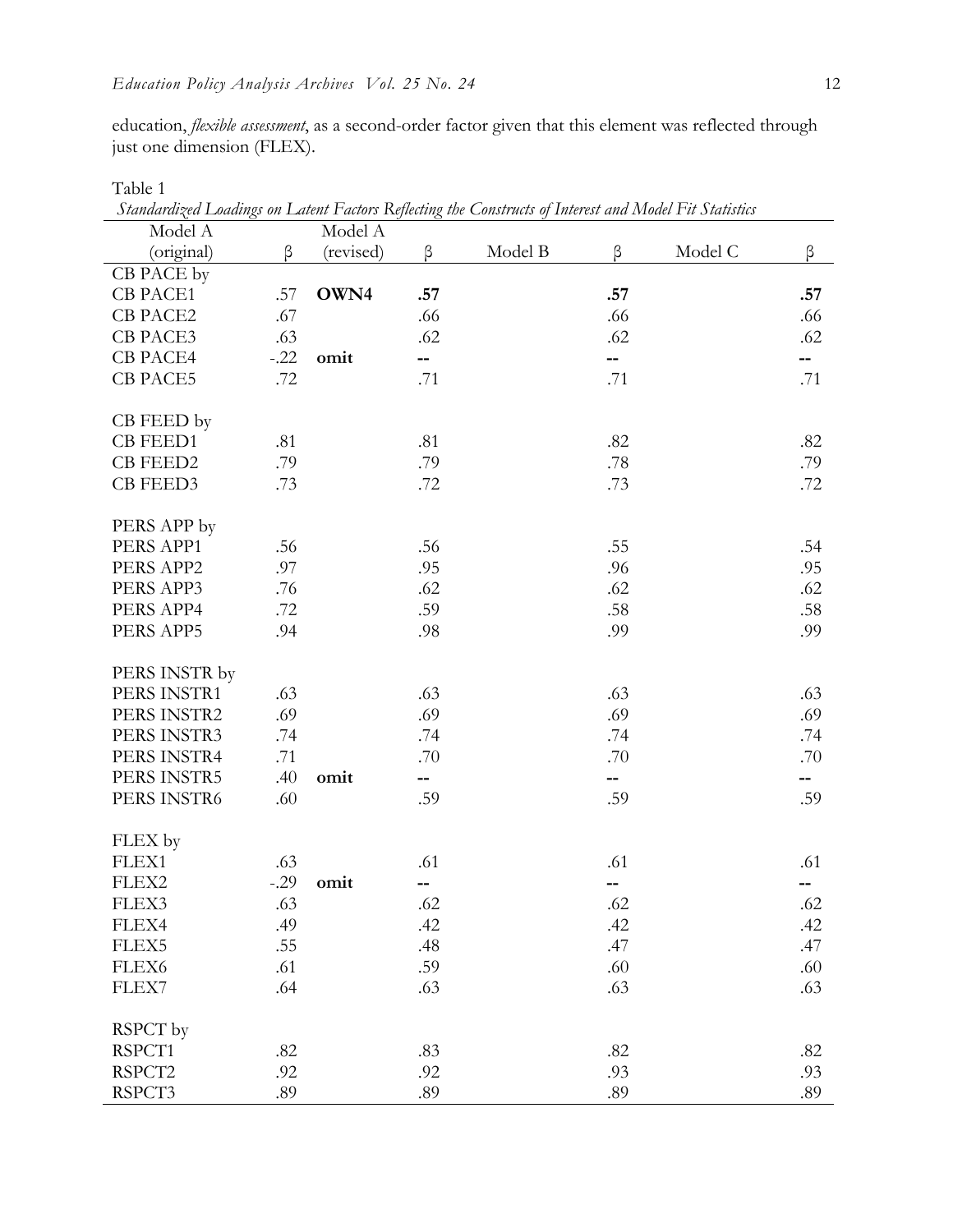education, *flexible assessment*, as a second-order factor given that this element was reflected through just one dimension (FLEX).

Table 1
*Standardized Loadings on Latent Factors Reflecting the Constructs of Interest and Model Fit Statistics*

| Model A (original) | β | Model A (revised) | β | Model B | β | Model C | β |
|---|---|---|---|---|---|---|---|
| CB PACE by | | | | | | | |
| CB PACE1 | .57 | **OWN4** | **.57** | | **.57** | | **.57** |
| CB PACE2 | .67 | | .66 | | .66 | | .66 |
| CB PACE3 | .63 | | .62 | | .62 | | .62 |
| CB PACE4 | -.22 | **omit** | -- | | -- | | -- |
| CB PACE5 | .72 | | .71 | | .71 | | .71 |
| | | | | | | | |
| CB FEED by | | | | | | | |
| CB FEED1 | .81 | | .81 | | .82 | | .82 |
| CB FEED2 | .79 | | .79 | | .78 | | .79 |
| CB FEED3 | .73 | | .72 | | .73 | | .72 |
| | | | | | | | |
| PERS APP by | | | | | | | |
| PERS APP1 | .56 | | .56 | | .55 | | .54 |
| PERS APP2 | .97 | | .95 | | .96 | | .95 |
| PERS APP3 | .76 | | .62 | | .62 | | .62 |
| PERS APP4 | .72 | | .59 | | .58 | | .58 |
| PERS APP5 | .94 | | .98 | | .99 | | .99 |
| | | | | | | | |
| PERS INSTR by | | | | | | | |
| PERS INSTR1 | .63 | | .63 | | .63 | | .63 |
| PERS INSTR2 | .69 | | .69 | | .69 | | .69 |
| PERS INSTR3 | .74 | | .74 | | .74 | | .74 |
| PERS INSTR4 | .71 | | .70 | | .70 | | .70 |
| PERS INSTR5 | .40 | **omit** | -- | | -- | | -- |
| PERS INSTR6 | .60 | | .59 | | .59 | | .59 |
| | | | | | | | |
| FLEX by | | | | | | | |
| FLEX1 | .63 | | .61 | | .61 | | .61 |
| FLEX2 | -.29 | **omit** | -- | | -- | | -- |
| FLEX3 | .63 | | .62 | | .62 | | .62 |
| FLEX4 | .49 | | .42 | | .42 | | .42 |
| FLEX5 | .55 | | .48 | | .47 | | .47 |
| FLEX6 | .61 | | .59 | | .60 | | .60 |
| FLEX7 | .64 | | .63 | | .63 | | .63 |
| | | | | | | | |
| RSPCT by | | | | | | | |
| RSPCT1 | .82 | | .83 | | .82 | | .82 |
| RSPCT2 | .92 | | .92 | | .93 | | .93 |
| RSPCT3 | .89 | | .89 | | .89 | | .89 |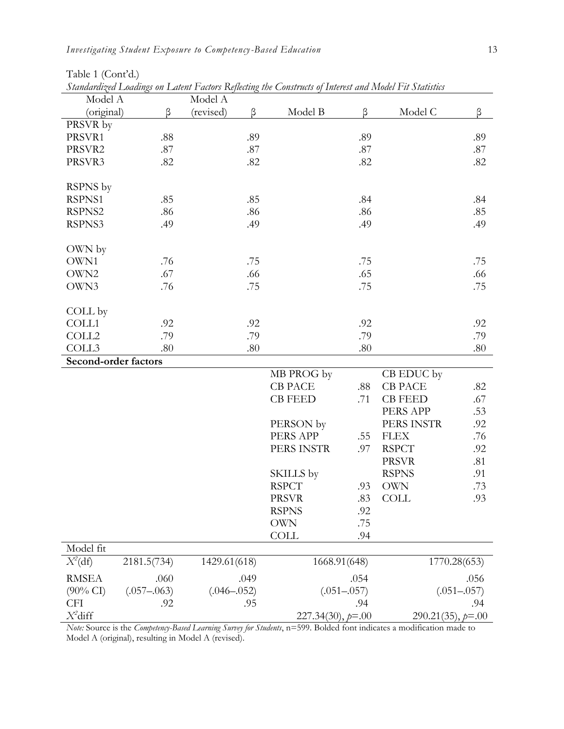Table 1 (Cont'd.)

*Standardized Loadings on Latent Factors Reflecting the Constructs of Interest and Model Fit Statistics*

| Model A (original) | β | Model A (revised) | β | Model B | β | Model C | β |
|---|---|---|---|---|---|---|---|
| PRSVR by | | | | | | | |
| PRSVR1 | .88 | | .89 | | .89 | | .89 |
| PRSVR2 | .87 | | .87 | | .87 | | .87 |
| PRSVR3 | .82 | | .82 | | .82 | | .82 |
| | | | | | | | |
| RSPNS by | | | | | | | |
| RSPNS1 | .85 | | .85 | | .84 | | .84 |
| RSPNS2 | .86 | | .86 | | .86 | | .85 |
| RSPNS3 | .49 | | .49 | | .49 | | .49 |
| | | | | | | | |
| OWN by | | | | | | | |
| OWN1 | .76 | | .75 | | .75 | | .75 |
| OWN2 | .67 | | .66 | | .65 | | .66 |
| OWN3 | .76 | | .75 | | .75 | | .75 |
| | | | | | | | |
| COLL by | | | | | | | |
| COLL1 | .92 | | .92 | | .92 | | .92 |
| COLL2 | .79 | | .79 | | .79 | | .79 |
| COLL3 | .80 | | .80 | | .80 | | .80 |
| **Second-order factors** | | | | | | | |
| | | | | MB PROG by | | CB EDUC by | |
| | | | | CB PACE | .88 | CB PACE | .82 |
| | | | | CB FEED | .71 | CB FEED | .67 |
| | | | | | | PERS APP | .53 |
| | | | | PERSON by | | PERS INSTR | .92 |
| | | | | PERS APP | .55 | FLEX | .76 |
| | | | | PERS INSTR | .97 | RSPCT | .92 |
| | | | | | | PRSVR | .81 |
| | | | | SKILLS by | | RSPNS | .91 |
| | | | | RSPCT | .93 | OWN | .73 |
| | | | | PRSVR | .83 | COLL | .93 |
| | | | | RSPNS | .92 | | |
| | | | | OWN | .75 | | |
| | | | | COLL | .94 | | |
| Model fit | | | | | | | |
| $X^2$(df) | 2181.5(734) | | 1429.61(618) | | 1668.91(648) | | 1770.28(653) |
| RMSEA | .060 | | .049 | | .054 | | .056 |
| (90% CI) | (.057–.063) | | (.046–.052) | | (.051–.057) | | (.051–.057) |
| CFI | .92 | | .95 | | .94 | | .94 |
| $X^2$diff | | | | | 227.34(30), $p$=.00 | | 290.21(35), $p$=.00 |

*Note:* Source is the *Competency-Based Learning Survey for Students*, n=599. Bolded font indicates a modification made to Model A (original), resulting in Model A (revised).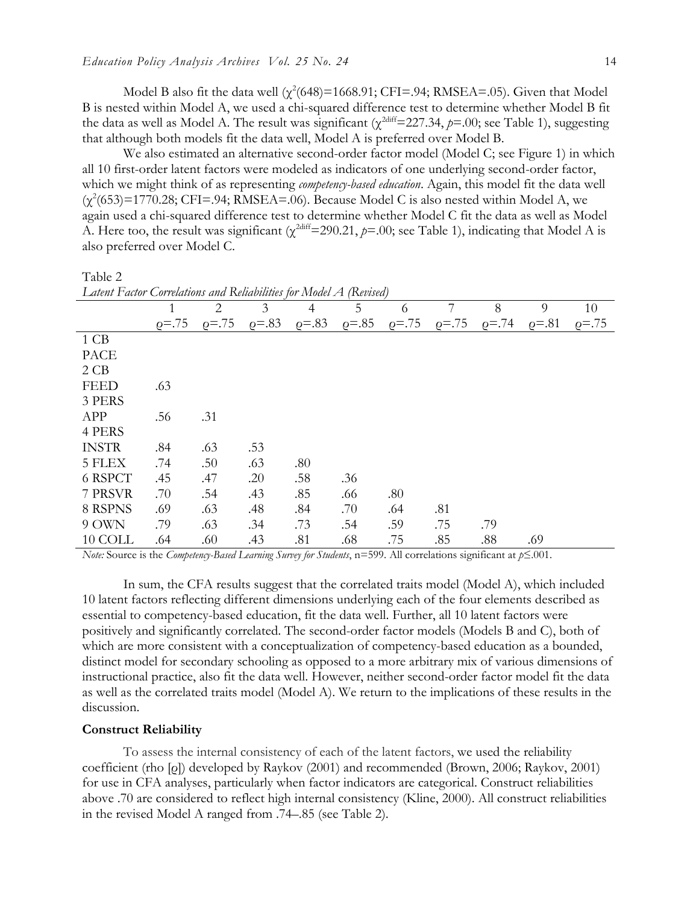Model B also fit the data well ($\chi^2(648)=1668.91$; CFI=.94; RMSEA=.05). Given that Model B is nested within Model A, we used a chi-squared difference test to determine whether Model B fit the data as well as Model A. The result was significant ($\chi^{2diff}=227.34$, $p=.00$; see Table 1), suggesting that although both models fit the data well, Model A is preferred over Model B.

We also estimated an alternative second-order factor model (Model C; see Figure 1) in which all 10 first-order latent factors were modeled as indicators of one underlying second-order factor, which we might think of as representing *competency-based education*. Again, this model fit the data well ($\chi^2(653)=1770.28$; CFI=.94; RMSEA=.06). Because Model C is also nested within Model A, we again used a chi-squared difference test to determine whether Model C fit the data as well as Model A. Here too, the result was significant ($\chi^{2diff}=290.21$, $p=.00$; see Table 1), indicating that Model A is also preferred over Model C.

Table 2
*Latent Factor Correlations and Reliabilities for Model A (Revised)*

| | 1<br>ϱ=.75 | 2<br>ϱ=.75 | 3<br>ϱ=.83 | 4<br>ϱ=.83 | 5<br>ϱ=.85 | 6<br>ϱ=.75 | 7<br>ϱ=.75 | 8<br>ϱ=.74 | 9<br>ϱ=.81 | 10<br>ϱ=.75 |
|---|---|---|---|---|---|---|---|---|---|---|
| 1 CB PACE | | | | | | | | | | |
| 2 CB FEED | .63 | | | | | | | | | |
| 3 PERS APP | .56 | .31 | | | | | | | | |
| 4 PERS INSTR | .84 | .63 | .53 | | | | | | | |
| 5 FLEX | .74 | .50 | .63 | .80 | | | | | | |
| 6 RSPCT | .45 | .47 | .20 | .58 | .36 | | | | | |
| 7 PRSVR | .70 | .54 | .43 | .85 | .66 | .80 | | | | |
| 8 RSPNS | .69 | .63 | .48 | .84 | .70 | .64 | .81 | | | |
| 9 OWN | .79 | .63 | .34 | .73 | .54 | .59 | .75 | .79 | | |
| 10 COLL | .64 | .60 | .43 | .81 | .68 | .75 | .85 | .88 | .69 | |

*Note:* Source is the *Competency-Based Learning Survey for Students*, n=599. All correlations significant at $p \leq .001$.

In sum, the CFA results suggest that the correlated traits model (Model A), which included 10 latent factors reflecting different dimensions underlying each of the four elements described as essential to competency-based education, fit the data well. Further, all 10 latent factors were positively and significantly correlated. The second-order factor models (Models B and C), both of which are more consistent with a conceptualization of competency-based education as a bounded, distinct model for secondary schooling as opposed to a more arbitrary mix of various dimensions of instructional practice, also fit the data well. However, neither second-order factor model fit the data as well as the correlated traits model (Model A). We return to the implications of these results in the discussion.

**Construct Reliability**

To assess the internal consistency of each of the latent factors, we used the reliability coefficient (rho [ϱ]) developed by Raykov (2001) and recommended (Brown, 2006; Raykov, 2001) for use in CFA analyses, particularly when factor indicators are categorical. Construct reliabilities above .70 are considered to reflect high internal consistency (Kline, 2000). All construct reliabilities in the revised Model A ranged from .74–.85 (see Table 2).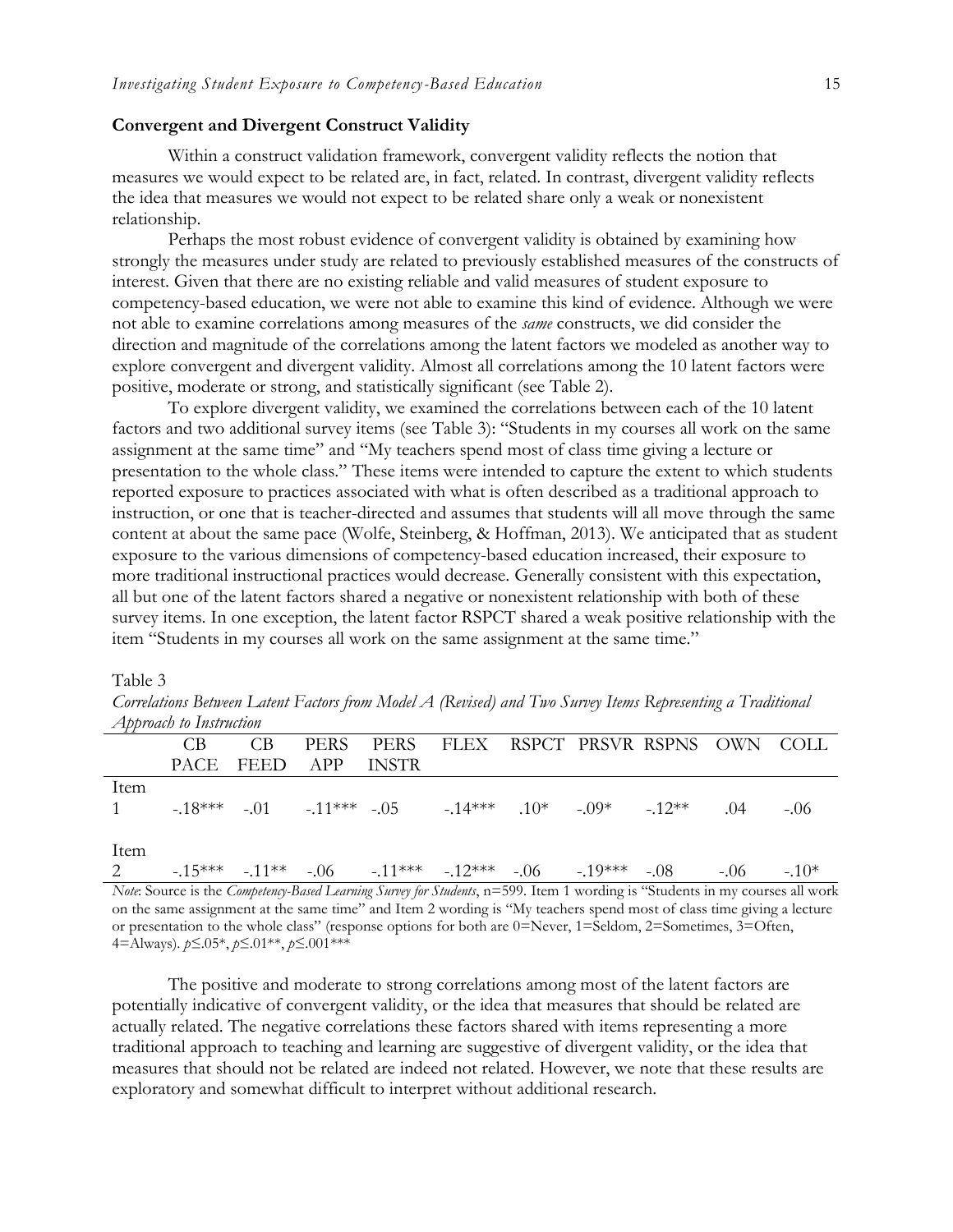**Convergent and Divergent Construct Validity**

Within a construct validation framework, convergent validity reflects the notion that measures we would expect to be related are, in fact, related. In contrast, divergent validity reflects the idea that measures we would not expect to be related share only a weak or nonexistent relationship.

Perhaps the most robust evidence of convergent validity is obtained by examining how strongly the measures under study are related to previously established measures of the constructs of interest. Given that there are no existing reliable and valid measures of student exposure to competency-based education, we were not able to examine this kind of evidence. Although we were not able to examine correlations among measures of the *same* constructs, we did consider the direction and magnitude of the correlations among the latent factors we modeled as another way to explore convergent and divergent validity. Almost all correlations among the 10 latent factors were positive, moderate or strong, and statistically significant (see Table 2).

To explore divergent validity, we examined the correlations between each of the 10 latent factors and two additional survey items (see Table 3): "Students in my courses all work on the same assignment at the same time" and "My teachers spend most of class time giving a lecture or presentation to the whole class." These items were intended to capture the extent to which students reported exposure to practices associated with what is often described as a traditional approach to instruction, or one that is teacher-directed and assumes that students will all move through the same content at about the same pace (Wolfe, Steinberg, & Hoffman, 2013). We anticipated that as student exposure to the various dimensions of competency-based education increased, their exposure to more traditional instructional practices would decrease. Generally consistent with this expectation, all but one of the latent factors shared a negative or nonexistent relationship with both of these survey items. In one exception, the latent factor RSPCT shared a weak positive relationship with the item "Students in my courses all work on the same assignment at the same time."

Table 3

*Correlations Between Latent Factors from Model A (Revised) and Two Survey Items Representing a Traditional Approach to Instruction*

| | CB PACE | CB FEED | PERS APP | PERS INSTR | FLEX | RSPCT | PRSVR | RSPNS | OWN | COLL |
|---|---|---|---|---|---|---|---|---|---|---|
| Item 1 | -.18*** | -.01 | -.11*** | -.05 | -.14*** | .10* | -.09* | -.12** | .04 | -.06 |
| Item 2 | -.15*** | -.11** | -.06 | -.11*** | -.12*** | -.06 | -.19*** | -.08 | -.06 | -.10* |

*Note*: Source is the *Competency-Based Learning Survey for Students*, n=599. Item 1 wording is "Students in my courses all work on the same assignment at the same time" and Item 2 wording is "My teachers spend most of class time giving a lecture or presentation to the whole class" (response options for both are 0=Never, 1=Seldom, 2=Sometimes, 3=Often, 4=Always). $p \leq .05$*, $p \leq .01$**, $p \leq .001$***

The positive and moderate to strong correlations among most of the latent factors are potentially indicative of convergent validity, or the idea that measures that should be related are actually related. The negative correlations these factors shared with items representing a more traditional approach to teaching and learning are suggestive of divergent validity, or the idea that measures that should not be related are indeed not related. However, we note that these results are exploratory and somewhat difficult to interpret without additional research.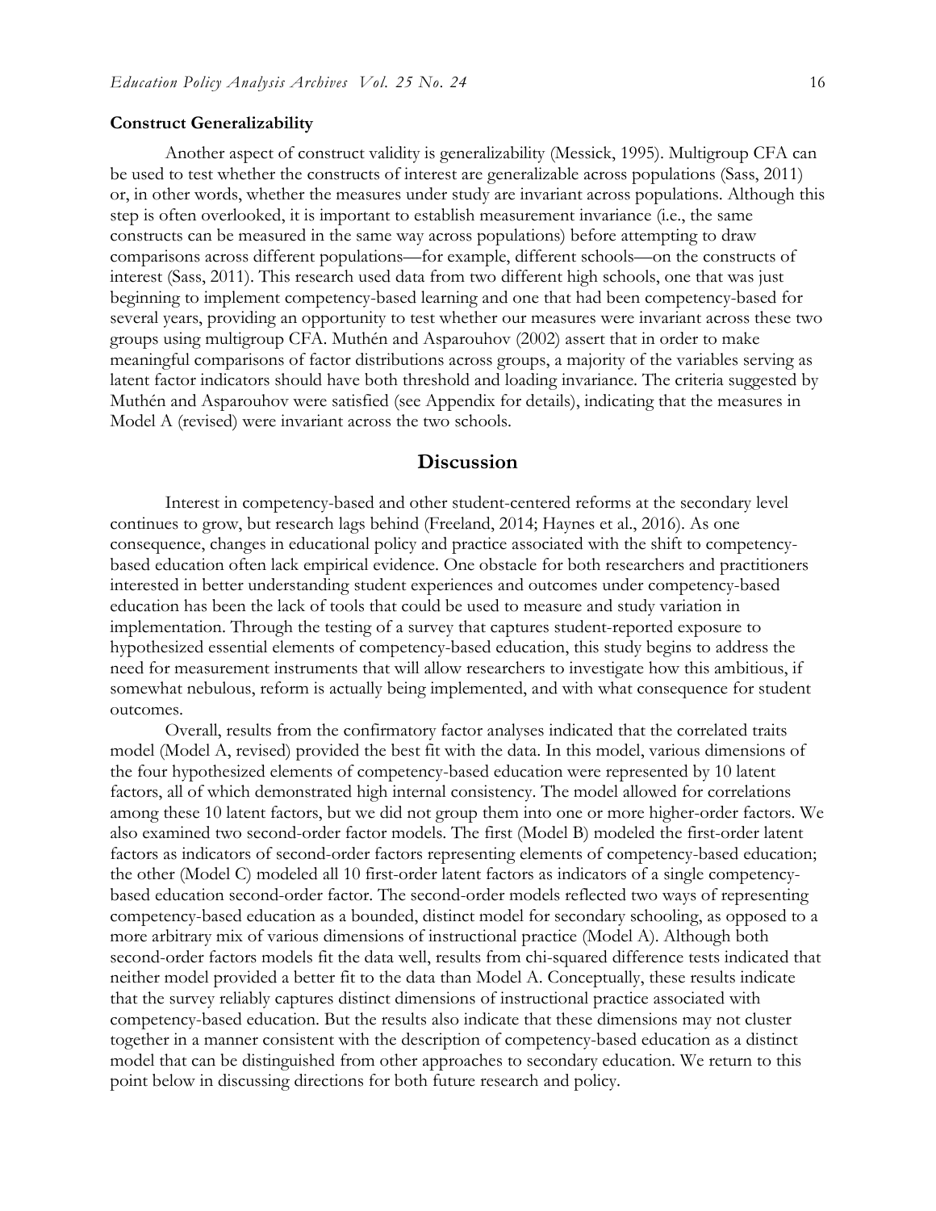### Construct Generalizability

Another aspect of construct validity is generalizability (Messick, 1995). Multigroup CFA can be used to test whether the constructs of interest are generalizable across populations (Sass, 2011) or, in other words, whether the measures under study are invariant across populations. Although this step is often overlooked, it is important to establish measurement invariance (i.e., the same constructs can be measured in the same way across populations) before attempting to draw comparisons across different populations—for example, different schools—on the constructs of interest (Sass, 2011). This research used data from two different high schools, one that was just beginning to implement competency-based learning and one that had been competency-based for several years, providing an opportunity to test whether our measures were invariant across these two groups using multigroup CFA. Muthén and Asparouhov (2002) assert that in order to make meaningful comparisons of factor distributions across groups, a majority of the variables serving as latent factor indicators should have both threshold and loading invariance. The criteria suggested by Muthén and Asparouhov were satisfied (see Appendix for details), indicating that the measures in Model A (revised) were invariant across the two schools.

## Discussion

Interest in competency-based and other student-centered reforms at the secondary level continues to grow, but research lags behind (Freeland, 2014; Haynes et al., 2016). As one consequence, changes in educational policy and practice associated with the shift to competency-based education often lack empirical evidence. One obstacle for both researchers and practitioners interested in better understanding student experiences and outcomes under competency-based education has been the lack of tools that could be used to measure and study variation in implementation. Through the testing of a survey that captures student-reported exposure to hypothesized essential elements of competency-based education, this study begins to address the need for measurement instruments that will allow researchers to investigate how this ambitious, if somewhat nebulous, reform is actually being implemented, and with what consequence for student outcomes.

Overall, results from the confirmatory factor analyses indicated that the correlated traits model (Model A, revised) provided the best fit with the data. In this model, various dimensions of the four hypothesized elements of competency-based education were represented by 10 latent factors, all of which demonstrated high internal consistency. The model allowed for correlations among these 10 latent factors, but we did not group them into one or more higher-order factors. We also examined two second-order factor models. The first (Model B) modeled the first-order latent factors as indicators of second-order factors representing elements of competency-based education; the other (Model C) modeled all 10 first-order latent factors as indicators of a single competency-based education second-order factor. The second-order models reflected two ways of representing competency-based education as a bounded, distinct model for secondary schooling, as opposed to a more arbitrary mix of various dimensions of instructional practice (Model A). Although both second-order factors models fit the data well, results from chi-squared difference tests indicated that neither model provided a better fit to the data than Model A. Conceptually, these results indicate that the survey reliably captures distinct dimensions of instructional practice associated with competency-based education. But the results also indicate that these dimensions may not cluster together in a manner consistent with the description of competency-based education as a distinct model that can be distinguished from other approaches to secondary education. We return to this point below in discussing directions for both future research and policy.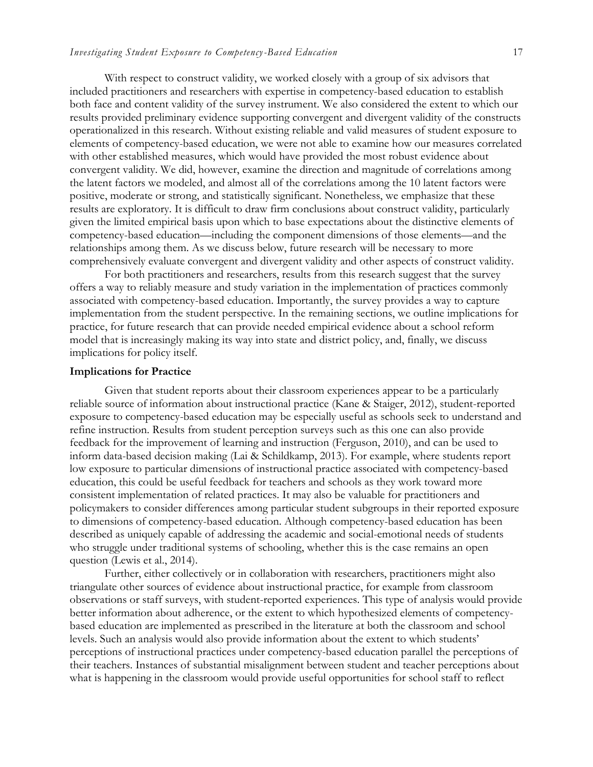With respect to construct validity, we worked closely with a group of six advisors that included practitioners and researchers with expertise in competency-based education to establish both face and content validity of the survey instrument. We also considered the extent to which our results provided preliminary evidence supporting convergent and divergent validity of the constructs operationalized in this research. Without existing reliable and valid measures of student exposure to elements of competency-based education, we were not able to examine how our measures correlated with other established measures, which would have provided the most robust evidence about convergent validity. We did, however, examine the direction and magnitude of correlations among the latent factors we modeled, and almost all of the correlations among the 10 latent factors were positive, moderate or strong, and statistically significant. Nonetheless, we emphasize that these results are exploratory. It is difficult to draw firm conclusions about construct validity, particularly given the limited empirical basis upon which to base expectations about the distinctive elements of competency-based education—including the component dimensions of those elements—and the relationships among them. As we discuss below, future research will be necessary to more comprehensively evaluate convergent and divergent validity and other aspects of construct validity.

For both practitioners and researchers, results from this research suggest that the survey offers a way to reliably measure and study variation in the implementation of practices commonly associated with competency-based education. Importantly, the survey provides a way to capture implementation from the student perspective. In the remaining sections, we outline implications for practice, for future research that can provide needed empirical evidence about a school reform model that is increasingly making its way into state and district policy, and, finally, we discuss implications for policy itself.

**Implications for Practice**

Given that student reports about their classroom experiences appear to be a particularly reliable source of information about instructional practice (Kane & Staiger, 2012), student-reported exposure to competency-based education may be especially useful as schools seek to understand and refine instruction. Results from student perception surveys such as this one can also provide feedback for the improvement of learning and instruction (Ferguson, 2010), and can be used to inform data-based decision making (Lai & Schildkamp, 2013). For example, where students report low exposure to particular dimensions of instructional practice associated with competency-based education, this could be useful feedback for teachers and schools as they work toward more consistent implementation of related practices. It may also be valuable for practitioners and policymakers to consider differences among particular student subgroups in their reported exposure to dimensions of competency-based education. Although competency-based education has been described as uniquely capable of addressing the academic and social-emotional needs of students who struggle under traditional systems of schooling, whether this is the case remains an open question (Lewis et al., 2014).

Further, either collectively or in collaboration with researchers, practitioners might also triangulate other sources of evidence about instructional practice, for example from classroom observations or staff surveys, with student-reported experiences. This type of analysis would provide better information about adherence, or the extent to which hypothesized elements of competency-based education are implemented as prescribed in the literature at both the classroom and school levels. Such an analysis would also provide information about the extent to which students' perceptions of instructional practices under competency-based education parallel the perceptions of their teachers. Instances of substantial misalignment between student and teacher perceptions about what is happening in the classroom would provide useful opportunities for school staff to reflect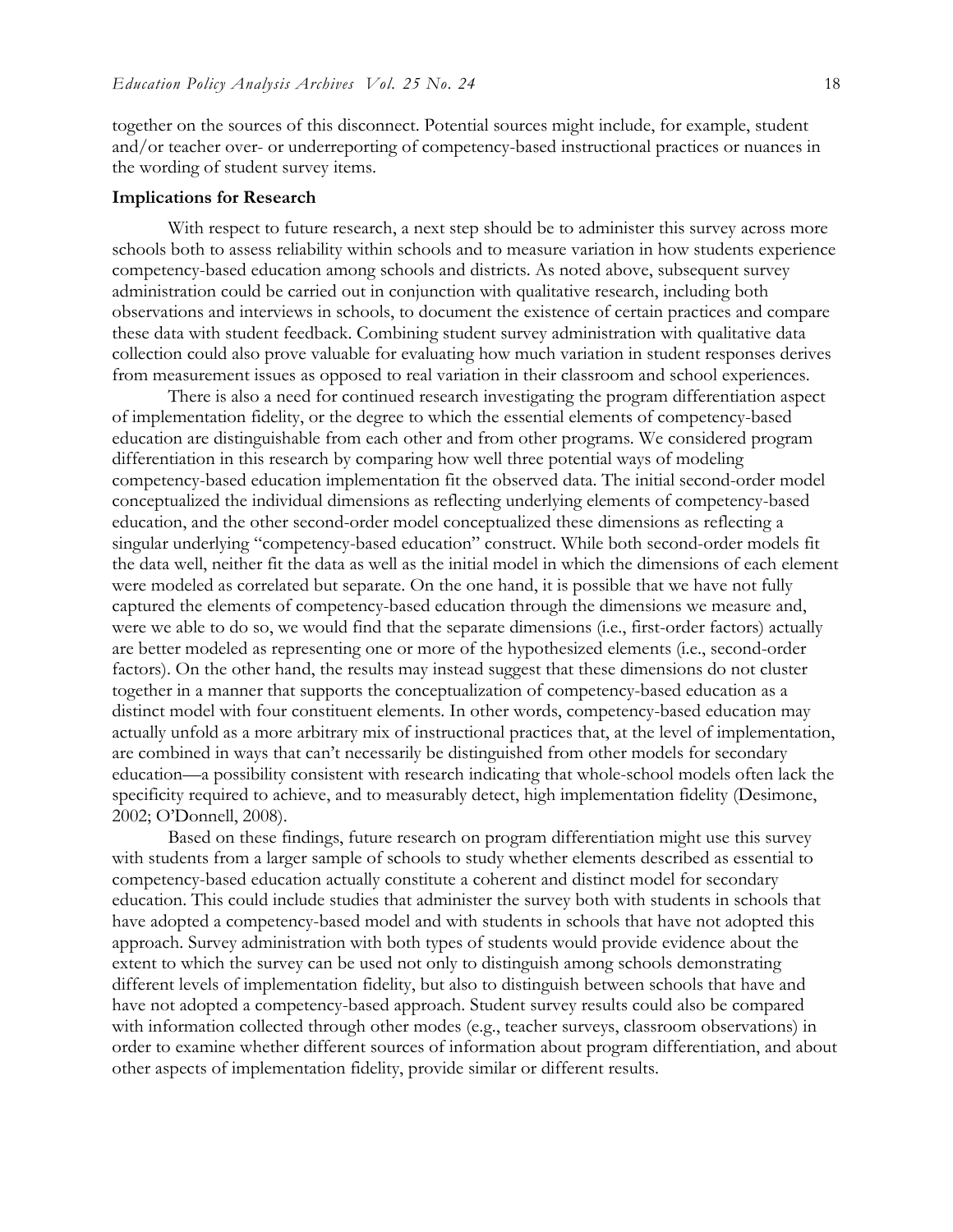together on the sources of this disconnect. Potential sources might include, for example, student and/or teacher over- or underreporting of competency-based instructional practices or nuances in the wording of student survey items.

### Implications for Research

With respect to future research, a next step should be to administer this survey across more schools both to assess reliability within schools and to measure variation in how students experience competency-based education among schools and districts. As noted above, subsequent survey administration could be carried out in conjunction with qualitative research, including both observations and interviews in schools, to document the existence of certain practices and compare these data with student feedback. Combining student survey administration with qualitative data collection could also prove valuable for evaluating how much variation in student responses derives from measurement issues as opposed to real variation in their classroom and school experiences.

There is also a need for continued research investigating the program differentiation aspect of implementation fidelity, or the degree to which the essential elements of competency-based education are distinguishable from each other and from other programs. We considered program differentiation in this research by comparing how well three potential ways of modeling competency-based education implementation fit the observed data. The initial second-order model conceptualized the individual dimensions as reflecting underlying elements of competency-based education, and the other second-order model conceptualized these dimensions as reflecting a singular underlying "competency-based education" construct. While both second-order models fit the data well, neither fit the data as well as the initial model in which the dimensions of each element were modeled as correlated but separate. On the one hand, it is possible that we have not fully captured the elements of competency-based education through the dimensions we measure and, were we able to do so, we would find that the separate dimensions (i.e., first-order factors) actually are better modeled as representing one or more of the hypothesized elements (i.e., second-order factors). On the other hand, the results may instead suggest that these dimensions do not cluster together in a manner that supports the conceptualization of competency-based education as a distinct model with four constituent elements. In other words, competency-based education may actually unfold as a more arbitrary mix of instructional practices that, at the level of implementation, are combined in ways that can't necessarily be distinguished from other models for secondary education—a possibility consistent with research indicating that whole-school models often lack the specificity required to achieve, and to measurably detect, high implementation fidelity (Desimone, 2002; O'Donnell, 2008).

Based on these findings, future research on program differentiation might use this survey with students from a larger sample of schools to study whether elements described as essential to competency-based education actually constitute a coherent and distinct model for secondary education. This could include studies that administer the survey both with students in schools that have adopted a competency-based model and with students in schools that have not adopted this approach. Survey administration with both types of students would provide evidence about the extent to which the survey can be used not only to distinguish among schools demonstrating different levels of implementation fidelity, but also to distinguish between schools that have and have not adopted a competency-based approach. Student survey results could also be compared with information collected through other modes (e.g., teacher surveys, classroom observations) in order to examine whether different sources of information about program differentiation, and about other aspects of implementation fidelity, provide similar or different results.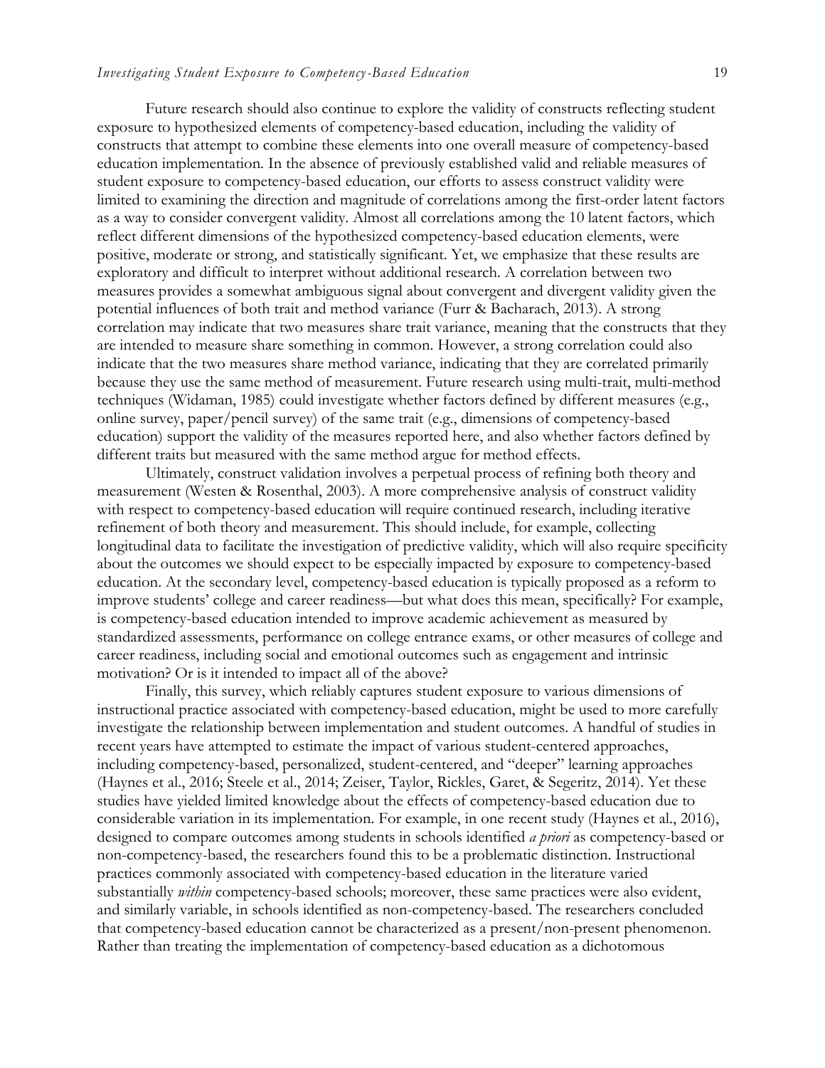Future research should also continue to explore the validity of constructs reflecting student exposure to hypothesized elements of competency-based education, including the validity of constructs that attempt to combine these elements into one overall measure of competency-based education implementation. In the absence of previously established valid and reliable measures of student exposure to competency-based education, our efforts to assess construct validity were limited to examining the direction and magnitude of correlations among the first-order latent factors as a way to consider convergent validity. Almost all correlations among the 10 latent factors, which reflect different dimensions of the hypothesized competency-based education elements, were positive, moderate or strong, and statistically significant. Yet, we emphasize that these results are exploratory and difficult to interpret without additional research. A correlation between two measures provides a somewhat ambiguous signal about convergent and divergent validity given the potential influences of both trait and method variance (Furr & Bacharach, 2013). A strong correlation may indicate that two measures share trait variance, meaning that the constructs that they are intended to measure share something in common. However, a strong correlation could also indicate that the two measures share method variance, indicating that they are correlated primarily because they use the same method of measurement. Future research using multi-trait, multi-method techniques (Widaman, 1985) could investigate whether factors defined by different measures (e.g., online survey, paper/pencil survey) of the same trait (e.g., dimensions of competency-based education) support the validity of the measures reported here, and also whether factors defined by different traits but measured with the same method argue for method effects.

Ultimately, construct validation involves a perpetual process of refining both theory and measurement (Westen & Rosenthal, 2003). A more comprehensive analysis of construct validity with respect to competency-based education will require continued research, including iterative refinement of both theory and measurement. This should include, for example, collecting longitudinal data to facilitate the investigation of predictive validity, which will also require specificity about the outcomes we should expect to be especially impacted by exposure to competency-based education. At the secondary level, competency-based education is typically proposed as a reform to improve students' college and career readiness—but what does this mean, specifically? For example, is competency-based education intended to improve academic achievement as measured by standardized assessments, performance on college entrance exams, or other measures of college and career readiness, including social and emotional outcomes such as engagement and intrinsic motivation? Or is it intended to impact all of the above?

Finally, this survey, which reliably captures student exposure to various dimensions of instructional practice associated with competency-based education, might be used to more carefully investigate the relationship between implementation and student outcomes. A handful of studies in recent years have attempted to estimate the impact of various student-centered approaches, including competency-based, personalized, student-centered, and "deeper" learning approaches (Haynes et al., 2016; Steele et al., 2014; Zeiser, Taylor, Rickles, Garet, & Segeritz, 2014). Yet these studies have yielded limited knowledge about the effects of competency-based education due to considerable variation in its implementation. For example, in one recent study (Haynes et al., 2016), designed to compare outcomes among students in schools identified *a priori* as competency-based or non-competency-based, the researchers found this to be a problematic distinction. Instructional practices commonly associated with competency-based education in the literature varied substantially *within* competency-based schools; moreover, these same practices were also evident, and similarly variable, in schools identified as non-competency-based. The researchers concluded that competency-based education cannot be characterized as a present/non-present phenomenon. Rather than treating the implementation of competency-based education as a dichotomous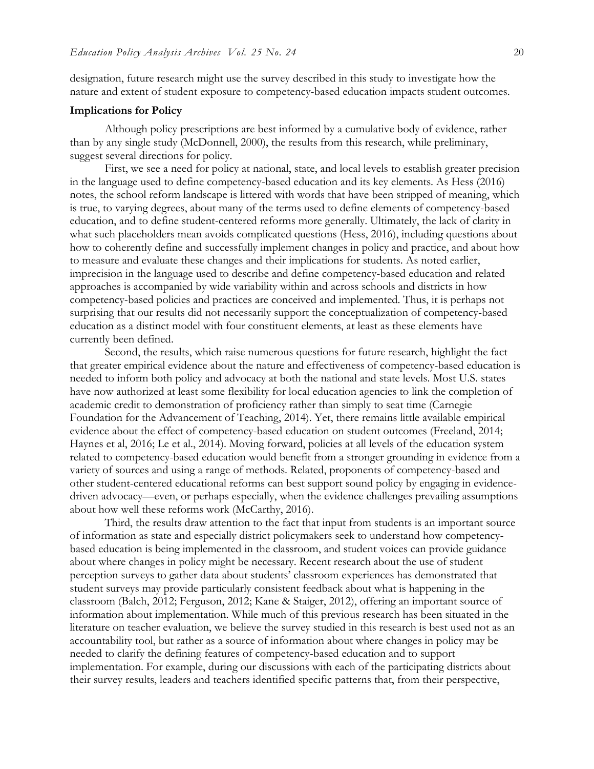designation, future research might use the survey described in this study to investigate how the nature and extent of student exposure to competency-based education impacts student outcomes.

### Implications for Policy

Although policy prescriptions are best informed by a cumulative body of evidence, rather than by any single study (McDonnell, 2000), the results from this research, while preliminary, suggest several directions for policy.

First, we see a need for policy at national, state, and local levels to establish greater precision in the language used to define competency-based education and its key elements. As Hess (2016) notes, the school reform landscape is littered with words that have been stripped of meaning, which is true, to varying degrees, about many of the terms used to define elements of competency-based education, and to define student-centered reforms more generally. Ultimately, the lack of clarity in what such placeholders mean avoids complicated questions (Hess, 2016), including questions about how to coherently define and successfully implement changes in policy and practice, and about how to measure and evaluate these changes and their implications for students. As noted earlier, imprecision in the language used to describe and define competency-based education and related approaches is accompanied by wide variability within and across schools and districts in how competency-based policies and practices are conceived and implemented. Thus, it is perhaps not surprising that our results did not necessarily support the conceptualization of competency-based education as a distinct model with four constituent elements, at least as these elements have currently been defined.

Second, the results, which raise numerous questions for future research, highlight the fact that greater empirical evidence about the nature and effectiveness of competency-based education is needed to inform both policy and advocacy at both the national and state levels. Most U.S. states have now authorized at least some flexibility for local education agencies to link the completion of academic credit to demonstration of proficiency rather than simply to seat time (Carnegie Foundation for the Advancement of Teaching, 2014). Yet, there remains little available empirical evidence about the effect of competency-based education on student outcomes (Freeland, 2014; Haynes et al, 2016; Le et al., 2014). Moving forward, policies at all levels of the education system related to competency-based education would benefit from a stronger grounding in evidence from a variety of sources and using a range of methods. Related, proponents of competency-based and other student-centered educational reforms can best support sound policy by engaging in evidence-driven advocacy—even, or perhaps especially, when the evidence challenges prevailing assumptions about how well these reforms work (McCarthy, 2016).

Third, the results draw attention to the fact that input from students is an important source of information as state and especially district policymakers seek to understand how competency-based education is being implemented in the classroom, and student voices can provide guidance about where changes in policy might be necessary. Recent research about the use of student perception surveys to gather data about students' classroom experiences has demonstrated that student surveys may provide particularly consistent feedback about what is happening in the classroom (Balch, 2012; Ferguson, 2012; Kane & Staiger, 2012), offering an important source of information about implementation. While much of this previous research has been situated in the literature on teacher evaluation, we believe the survey studied in this research is best used not as an accountability tool, but rather as a source of information about where changes in policy may be needed to clarify the defining features of competency-based education and to support implementation. For example, during our discussions with each of the participating districts about their survey results, leaders and teachers identified specific patterns that, from their perspective,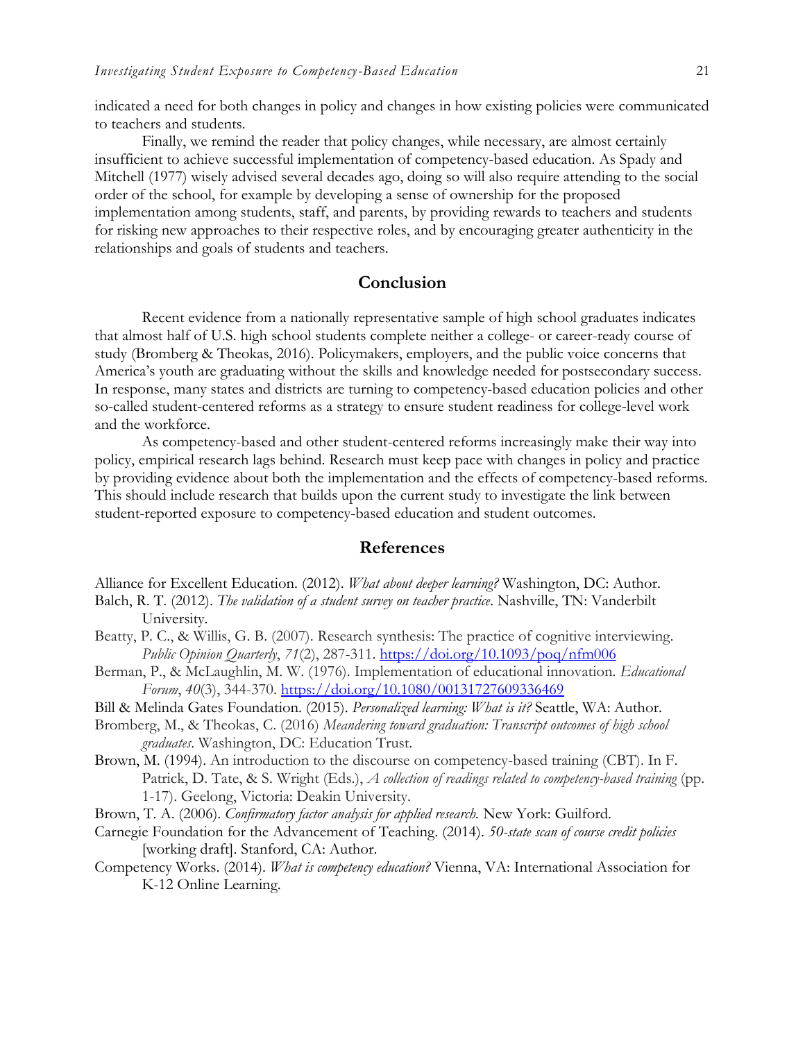indicated a need for both changes in policy and changes in how existing policies were communicated to teachers and students.

Finally, we remind the reader that policy changes, while necessary, are almost certainly insufficient to achieve successful implementation of competency-based education. As Spady and Mitchell (1977) wisely advised several decades ago, doing so will also require attending to the social order of the school, for example by developing a sense of ownership for the proposed implementation among students, staff, and parents, by providing rewards to teachers and students for risking new approaches to their respective roles, and by encouraging greater authenticity in the relationships and goals of students and teachers.

## Conclusion

Recent evidence from a nationally representative sample of high school graduates indicates that almost half of U.S. high school students complete neither a college- or career-ready course of study (Bromberg & Theokas, 2016). Policymakers, employers, and the public voice concerns that America's youth are graduating without the skills and knowledge needed for postsecondary success. In response, many states and districts are turning to competency-based education policies and other so-called student-centered reforms as a strategy to ensure student readiness for college-level work and the workforce.

As competency-based and other student-centered reforms increasingly make their way into policy, empirical research lags behind. Research must keep pace with changes in policy and practice by providing evidence about both the implementation and the effects of competency-based reforms. This should include research that builds upon the current study to investigate the link between student-reported exposure to competency-based education and student outcomes.

## References

Alliance for Excellent Education. (2012). *What about deeper learning?* Washington, DC: Author.

Balch, R. T. (2012). *The validation of a student survey on teacher practice*. Nashville, TN: Vanderbilt University.

Beatty, P. C., & Willis, G. B. (2007). Research synthesis: The practice of cognitive interviewing. *Public Opinion Quarterly*, *71*(2), 287-311. https://doi.org/10.1093/poq/nfm006

Berman, P., & McLaughlin, M. W. (1976). Implementation of educational innovation. *Educational Forum*, *40*(3), 344-370. https://doi.org/10.1080/00131727609336469

Bill & Melinda Gates Foundation. (2015). *Personalized learning: What is it?* Seattle, WA: Author.

Bromberg, M., & Theokas, C. (2016) *Meandering toward graduation: Transcript outcomes of high school graduates*. Washington, DC: Education Trust.

Brown, M. (1994). An introduction to the discourse on competency-based training (CBT). In F. Patrick, D. Tate, & S. Wright (Eds.), *A collection of readings related to competency-based training* (pp. 1-17). Geelong, Victoria: Deakin University.

Brown, T. A. (2006). *Confirmatory factor analysis for applied research.* New York: Guilford.

Carnegie Foundation for the Advancement of Teaching. (2014). *50-state scan of course credit policies* [working draft]. Stanford, CA: Author.

Competency Works. (2014). *What is competency education?* Vienna, VA: International Association for K-12 Online Learning.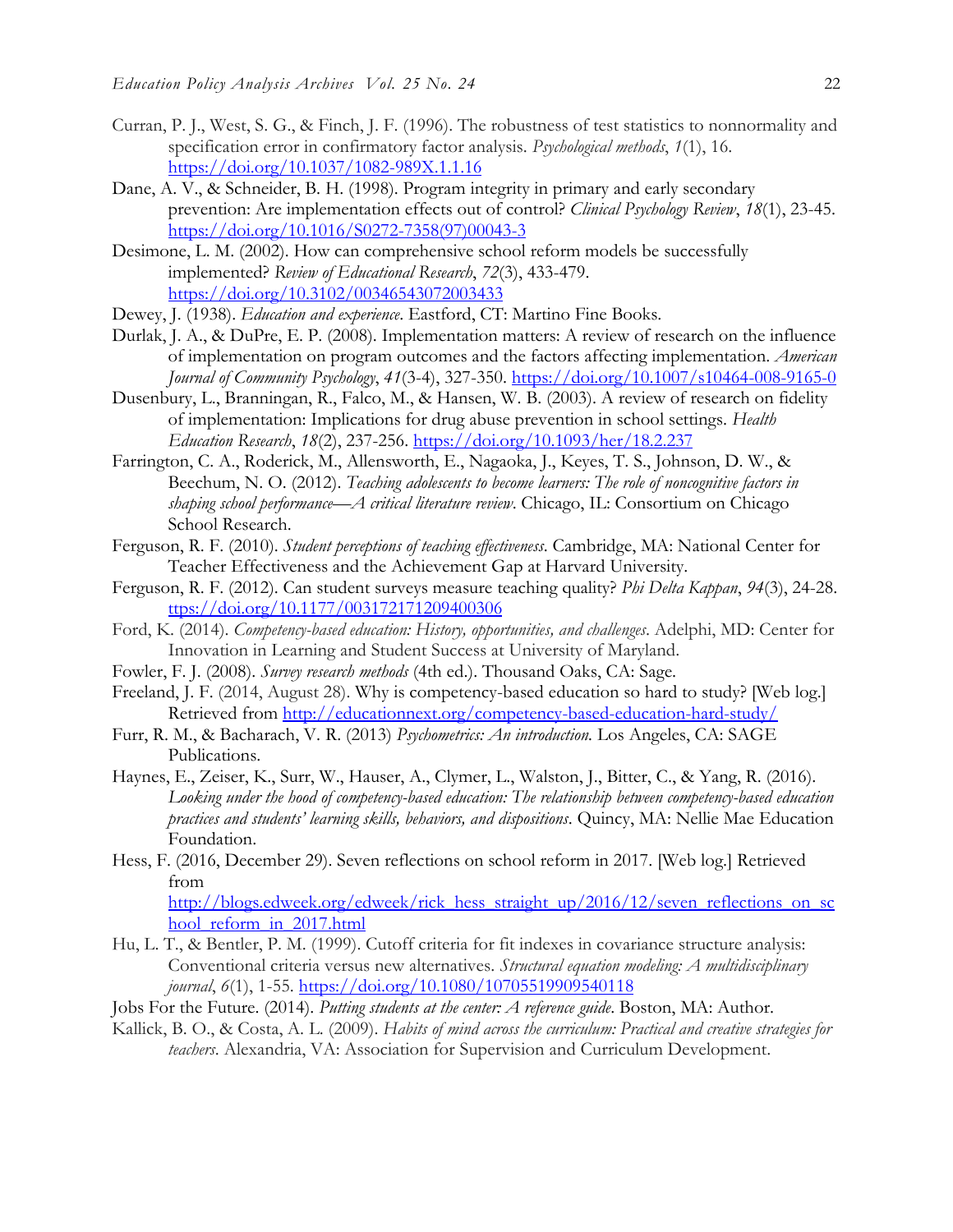Curran, P. J., West, S. G., & Finch, J. F. (1996). The robustness of test statistics to nonnormality and specification error in confirmatory factor analysis. *Psychological methods*, *1*(1), 16. https://doi.org/10.1037/1082-989X.1.1.16

Dane, A. V., & Schneider, B. H. (1998). Program integrity in primary and early secondary prevention: Are implementation effects out of control? *Clinical Psychology Review*, *18*(1), 23-45. https://doi.org/10.1016/S0272-7358(97)00043-3

Desimone, L. M. (2002). How can comprehensive school reform models be successfully implemented? *Review of Educational Research*, *72*(3), 433-479. https://doi.org/10.3102/00346543072003433

Dewey, J. (1938). *Education and experience*. Eastford, CT: Martino Fine Books.

Durlak, J. A., & DuPre, E. P. (2008). Implementation matters: A review of research on the influence of implementation on program outcomes and the factors affecting implementation. *American Journal of Community Psychology*, *41*(3-4), 327-350. https://doi.org/10.1007/s10464-008-9165-0

Dusenbury, L., Branningan, R., Falco, M., & Hansen, W. B. (2003). A review of research on fidelity of implementation: Implications for drug abuse prevention in school settings. *Health Education Research*, *18*(2), 237-256. https://doi.org/10.1093/her/18.2.237

Farrington, C. A., Roderick, M., Allensworth, E., Nagaoka, J., Keyes, T. S., Johnson, D. W., & Beechum, N. O. (2012). *Teaching adolescents to become learners: The role of noncognitive factors in shaping school performance—A critical literature review*. Chicago, IL: Consortium on Chicago School Research.

Ferguson, R. F. (2010). *Student perceptions of teaching effectiveness*. Cambridge, MA: National Center for Teacher Effectiveness and the Achievement Gap at Harvard University.

Ferguson, R. F. (2012). Can student surveys measure teaching quality? *Phi Delta Kappan*, *94*(3), 24-28. ttps://doi.org/10.1177/003172171209400306

Ford, K. (2014). *Competency-based education: History, opportunities, and challenges*. Adelphi, MD: Center for Innovation in Learning and Student Success at University of Maryland.

Fowler, F. J. (2008). *Survey research methods* (4th ed.). Thousand Oaks, CA: Sage.

Freeland, J. F. (2014, August 28). Why is competency-based education so hard to study? [Web log.] Retrieved from http://educationnext.org/competency-based-education-hard-study/

Furr, R. M., & Bacharach, V. R. (2013) *Psychometrics: An introduction.* Los Angeles, CA: SAGE Publications.

Haynes, E., Zeiser, K., Surr, W., Hauser, A., Clymer, L., Walston, J., Bitter, C., & Yang, R. (2016). *Looking under the hood of competency-based education: The relationship between competency-based education practices and students' learning skills, behaviors, and dispositions*. Quincy, MA: Nellie Mae Education Foundation.

Hess, F. (2016, December 29). Seven reflections on school reform in 2017. [Web log.] Retrieved from http://blogs.edweek.org/edweek/rick_hess_straight_up/2016/12/seven_reflections_on_school_reform_in_2017.html

Hu, L. T., & Bentler, P. M. (1999). Cutoff criteria for fit indexes in covariance structure analysis: Conventional criteria versus new alternatives. *Structural equation modeling: A multidisciplinary journal*, *6*(1), 1-55. https://doi.org/10.1080/10705519909540118

Jobs For the Future. (2014). *Putting students at the center: A reference guide*. Boston, MA: Author.

Kallick, B. O., & Costa, A. L. (2009). *Habits of mind across the curriculum: Practical and creative strategies for teachers*. Alexandria, VA: Association for Supervision and Curriculum Development.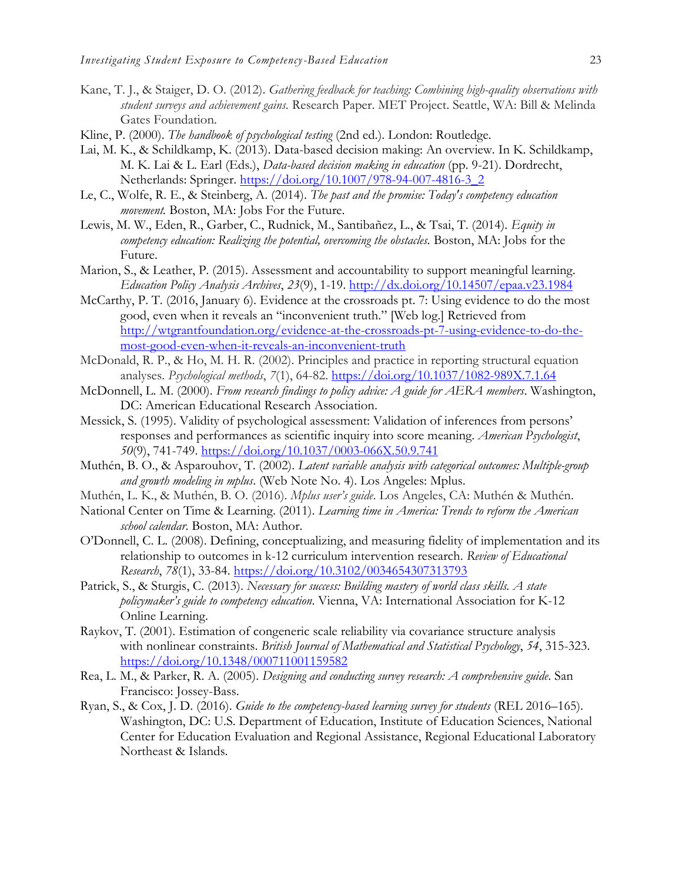Kane, T. J., & Staiger, D. O. (2012). *Gathering feedback for teaching: Combining high-quality observations with student surveys and achievement gains.* Research Paper. MET Project. Seattle, WA: Bill & Melinda Gates Foundation.

Kline, P. (2000). *The handbook of psychological testing* (2nd ed.). London: Routledge.

Lai, M. K., & Schildkamp, K. (2013). Data-based decision making: An overview. In K. Schildkamp, M. K. Lai & L. Earl (Eds.), *Data-based decision making in education* (pp. 9-21). Dordrecht, Netherlands: Springer. https://doi.org/10.1007/978-94-007-4816-3_2

Le, C., Wolfe, R. E., & Steinberg, A. (2014). *The past and the promise: Today's competency education movement.* Boston, MA: Jobs For the Future.

Lewis, M. W., Eden, R., Garber, C., Rudnick, M., Santibañez, L., & Tsai, T. (2014). *Equity in competency education: Realizing the potential, overcoming the obstacles.* Boston, MA: Jobs for the Future.

Marion, S., & Leather, P. (2015). Assessment and accountability to support meaningful learning. *Education Policy Analysis Archives*, *23*(9), 1-19. http://dx.doi.org/10.14507/epaa.v23.1984

McCarthy, P. T. (2016, January 6). Evidence at the crossroads pt. 7: Using evidence to do the most good, even when it reveals an "inconvenient truth." [Web log.] Retrieved from http://wtgrantfoundation.org/evidence-at-the-crossroads-pt-7-using-evidence-to-do-the-most-good-even-when-it-reveals-an-inconvenient-truth

McDonald, R. P., & Ho, M. H. R. (2002). Principles and practice in reporting structural equation analyses. *Psychological methods*, *7*(1), 64-82. https://doi.org/10.1037/1082-989X.7.1.64

McDonnell, L. M. (2000). *From research findings to policy advice: A guide for AERA members*. Washington, DC: American Educational Research Association.

Messick, S. (1995). Validity of psychological assessment: Validation of inferences from persons' responses and performances as scientific inquiry into score meaning. *American Psychologist*, *50*(9), 741-749. https://doi.org/10.1037/0003-066X.50.9.741

Muthén, B. O., & Asparouhov, T. (2002). *Latent variable analysis with categorical outcomes: Multiple-group and growth modeling in mplus*. (Web Note No. 4). Los Angeles: Mplus.

Muthén, L. K., & Muthén, B. O. (2016). *Mplus user's guide*. Los Angeles, CA: Muthén & Muthén.

National Center on Time & Learning. (2011). *Learning time in America: Trends to reform the American school calendar*. Boston, MA: Author.

O'Donnell, C. L. (2008). Defining, conceptualizing, and measuring fidelity of implementation and its relationship to outcomes in k-12 curriculum intervention research. *Review of Educational Research*, *78*(1), 33-84. https://doi.org/10.3102/0034654307313793

Patrick, S., & Sturgis, C. (2013). *Necessary for success: Building mastery of world class skills. A state policymaker's guide to competency education*. Vienna, VA: International Association for K-12 Online Learning.

Raykov, T. (2001). Estimation of congeneric scale reliability via covariance structure analysis with nonlinear constraints. *British Journal of Mathematical and Statistical Psychology*, *54*, 315-323. https://doi.org/10.1348/000711001159582

Rea, L. M., & Parker, R. A. (2005). *Designing and conducting survey research: A comprehensive guide*. San Francisco: Jossey-Bass.

Ryan, S., & Cox, J. D. (2016). *Guide to the competency-based learning survey for students* (REL 2016–165). Washington, DC: U.S. Department of Education, Institute of Education Sciences, National Center for Education Evaluation and Regional Assistance, Regional Educational Laboratory Northeast & Islands.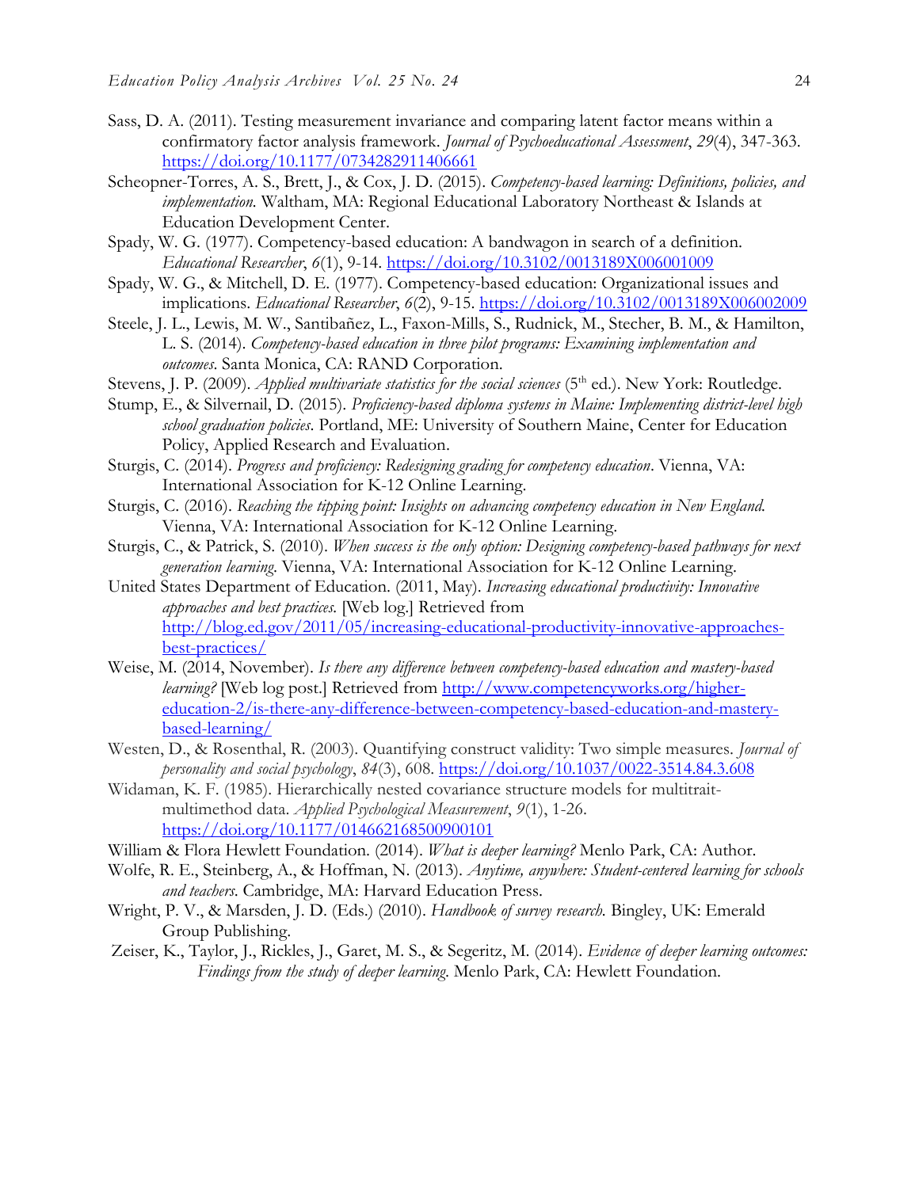Sass, D. A. (2011). Testing measurement invariance and comparing latent factor means within a confirmatory factor analysis framework. *Journal of Psychoeducational Assessment*, *29*(4), 347-363. https://doi.org/10.1177/0734282911406661

Scheopner-Torres, A. S., Brett, J., & Cox, J. D. (2015). *Competency-based learning: Definitions, policies, and implementation.* Waltham, MA: Regional Educational Laboratory Northeast & Islands at Education Development Center.

Spady, W. G. (1977). Competency-based education: A bandwagon in search of a definition. *Educational Researcher*, *6*(1), 9-14. https://doi.org/10.3102/0013189X006001009

Spady, W. G., & Mitchell, D. E. (1977). Competency-based education: Organizational issues and implications. *Educational Researcher*, *6*(2), 9-15. https://doi.org/10.3102/0013189X006002009

Steele, J. L., Lewis, M. W., Santibañez, L., Faxon-Mills, S., Rudnick, M., Stecher, B. M., & Hamilton, L. S. (2014). *Competency-based education in three pilot programs: Examining implementation and outcomes.* Santa Monica, CA: RAND Corporation.

Stevens, J. P. (2009). *Applied multivariate statistics for the social sciences* (5th ed.). New York: Routledge.

Stump, E., & Silvernail, D. (2015). *Proficiency-based diploma systems in Maine: Implementing district-level high school graduation policies.* Portland, ME: University of Southern Maine, Center for Education Policy, Applied Research and Evaluation.

Sturgis, C. (2014). *Progress and proficiency: Redesigning grading for competency education*. Vienna, VA: International Association for K-12 Online Learning.

Sturgis, C. (2016). *Reaching the tipping point: Insights on advancing competency education in New England.* Vienna, VA: International Association for K-12 Online Learning.

Sturgis, C., & Patrick, S. (2010). *When success is the only option: Designing competency-based pathways for next generation learning.* Vienna, VA: International Association for K-12 Online Learning.

United States Department of Education. (2011, May). *Increasing educational productivity: Innovative approaches and best practices.* [Web log.] Retrieved from http://blog.ed.gov/2011/05/increasing-educational-productivity-innovative-approaches-best-practices/

Weise, M. (2014, November). *Is there any difference between competency-based education and mastery-based learning?* [Web log post.] Retrieved from http://www.competencyworks.org/higher-education-2/is-there-any-difference-between-competency-based-education-and-mastery-based-learning/

Westen, D., & Rosenthal, R. (2003). Quantifying construct validity: Two simple measures. *Journal of personality and social psychology*, *84*(3), 608. https://doi.org/10.1037/0022-3514.84.3.608

Widaman, K. F. (1985). Hierarchically nested covariance structure models for multitrait-multimethod data. *Applied Psychological Measurement*, *9*(1), 1-26. https://doi.org/10.1177/014662168500900101

William & Flora Hewlett Foundation. (2014). *What is deeper learning?* Menlo Park, CA: Author.

Wolfe, R. E., Steinberg, A., & Hoffman, N. (2013). *Anytime, anywhere: Student-centered learning for schools and teachers.* Cambridge, MA: Harvard Education Press.

Wright, P. V., & Marsden, J. D. (Eds.) (2010). *Handbook of survey research.* Bingley, UK: Emerald Group Publishing.

Zeiser, K., Taylor, J., Rickles, J., Garet, M. S., & Segeritz, M. (2014). *Evidence of deeper learning outcomes: Findings from the study of deeper learning.* Menlo Park, CA: Hewlett Foundation.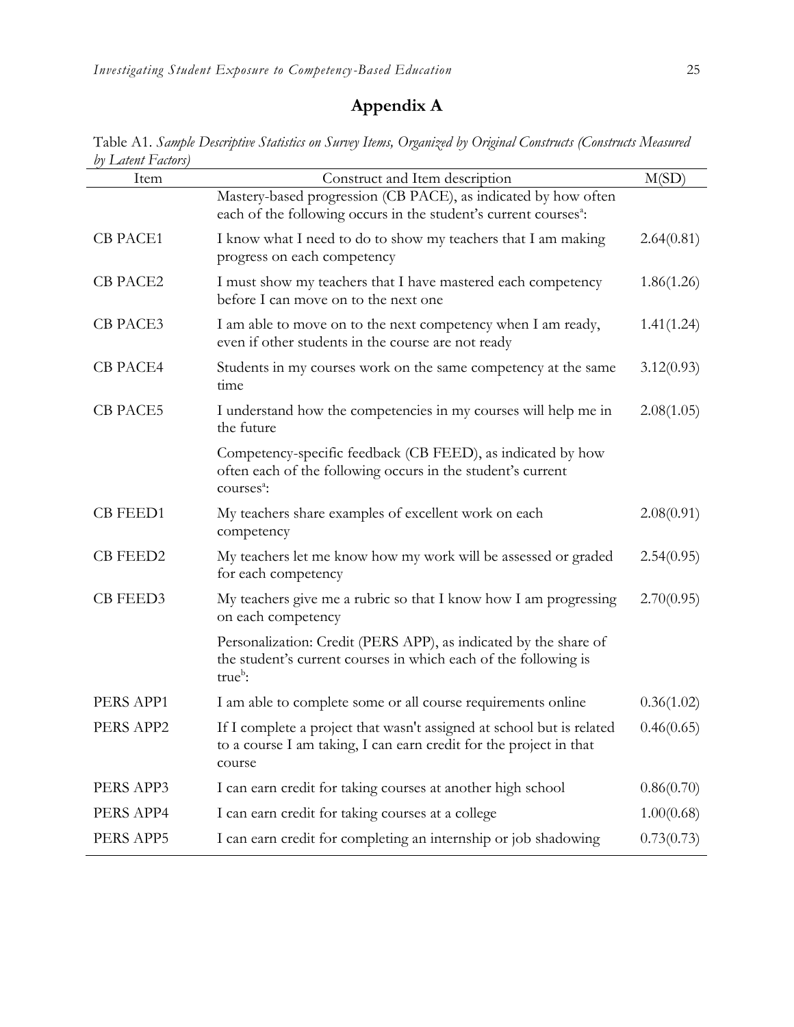# Appendix A

Table A1. *Sample Descriptive Statistics on Survey Items, Organized by Original Constructs (Constructs Measured by Latent Factors)*

| Item | Construct and Item description | M(SD) |
|---|---|---|
| | Mastery-based progression (CB PACE), as indicated by how often each of the following occurs in the student's current courses[a]: | |
| CB PACE1 | I know what I need to do to show my teachers that I am making progress on each competency | 2.64(0.81) |
| CB PACE2 | I must show my teachers that I have mastered each competency before I can move on to the next one | 1.86(1.26) |
| CB PACE3 | I am able to move on to the next competency when I am ready, even if other students in the course are not ready | 1.41(1.24) |
| CB PACE4 | Students in my courses work on the same competency at the same time | 3.12(0.93) |
| CB PACE5 | I understand how the competencies in my courses will help me in the future | 2.08(1.05) |
| | Competency-specific feedback (CB FEED), as indicated by how often each of the following occurs in the student's current courses[a]: | |
| CB FEED1 | My teachers share examples of excellent work on each competency | 2.08(0.91) |
| CB FEED2 | My teachers let me know how my work will be assessed or graded for each competency | 2.54(0.95) |
| CB FEED3 | My teachers give me a rubric so that I know how I am progressing on each competency | 2.70(0.95) |
| | Personalization: Credit (PERS APP), as indicated by the share of the student's current courses in which each of the following is true[b]: | |
| PERS APP1 | I am able to complete some or all course requirements online | 0.36(1.02) |
| PERS APP2 | If I complete a project that wasn't assigned at school but is related to a course I am taking, I can earn credit for the project in that course | 0.46(0.65) |
| PERS APP3 | I can earn credit for taking courses at another high school | 0.86(0.70) |
| PERS APP4 | I can earn credit for taking courses at a college | 1.00(0.68) |
| PERS APP5 | I can earn credit for completing an internship or job shadowing | 0.73(0.73) |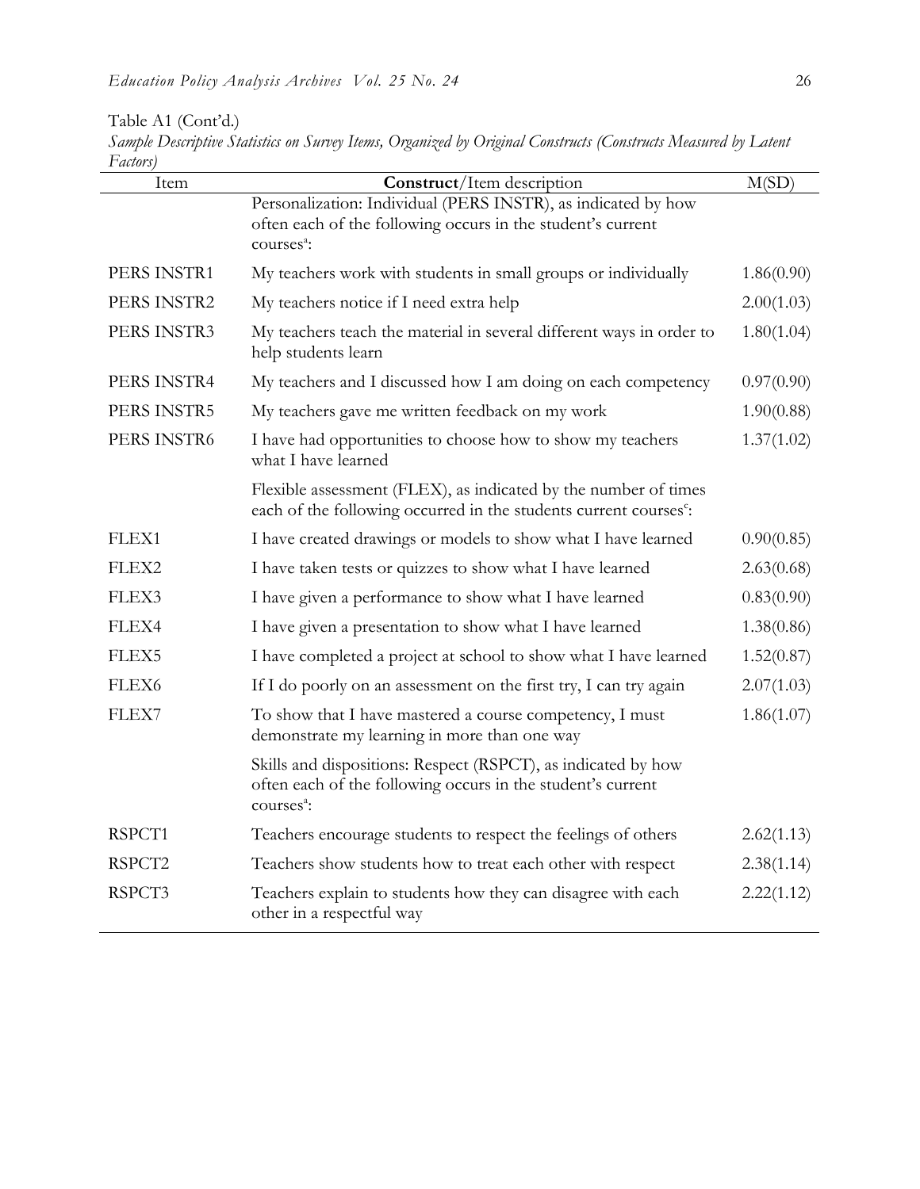Table A1 (Cont'd.)

*Sample Descriptive Statistics on Survey Items, Organized by Original Constructs (Constructs Measured by Latent Factors)*

| Item | **Construct**/Item description | M(SD) |
|---|---|---|
| | Personalization: Individual (PERS INSTR), as indicated by how often each of the following occurs in the student's current courses[a]: | |
| PERS INSTR1 | My teachers work with students in small groups or individually | 1.86(0.90) |
| PERS INSTR2 | My teachers notice if I need extra help | 2.00(1.03) |
| PERS INSTR3 | My teachers teach the material in several different ways in order to help students learn | 1.80(1.04) |
| PERS INSTR4 | My teachers and I discussed how I am doing on each competency | 0.97(0.90) |
| PERS INSTR5 | My teachers gave me written feedback on my work | 1.90(0.88) |
| PERS INSTR6 | I have had opportunities to choose how to show my teachers what I have learned | 1.37(1.02) |
| | Flexible assessment (FLEX), as indicated by the number of times each of the following occurred in the students current courses[c]: | |
| FLEX1 | I have created drawings or models to show what I have learned | 0.90(0.85) |
| FLEX2 | I have taken tests or quizzes to show what I have learned | 2.63(0.68) |
| FLEX3 | I have given a performance to show what I have learned | 0.83(0.90) |
| FLEX4 | I have given a presentation to show what I have learned | 1.38(0.86) |
| FLEX5 | I have completed a project at school to show what I have learned | 1.52(0.87) |
| FLEX6 | If I do poorly on an assessment on the first try, I can try again | 2.07(1.03) |
| FLEX7 | To show that I have mastered a course competency, I must demonstrate my learning in more than one way | 1.86(1.07) |
| | Skills and dispositions: Respect (RSPCT), as indicated by how often each of the following occurs in the student's current courses[a]: | |
| RSPCT1 | Teachers encourage students to respect the feelings of others | 2.62(1.13) |
| RSPCT2 | Teachers show students how to treat each other with respect | 2.38(1.14) |
| RSPCT3 | Teachers explain to students how they can disagree with each other in a respectful way | 2.22(1.12) |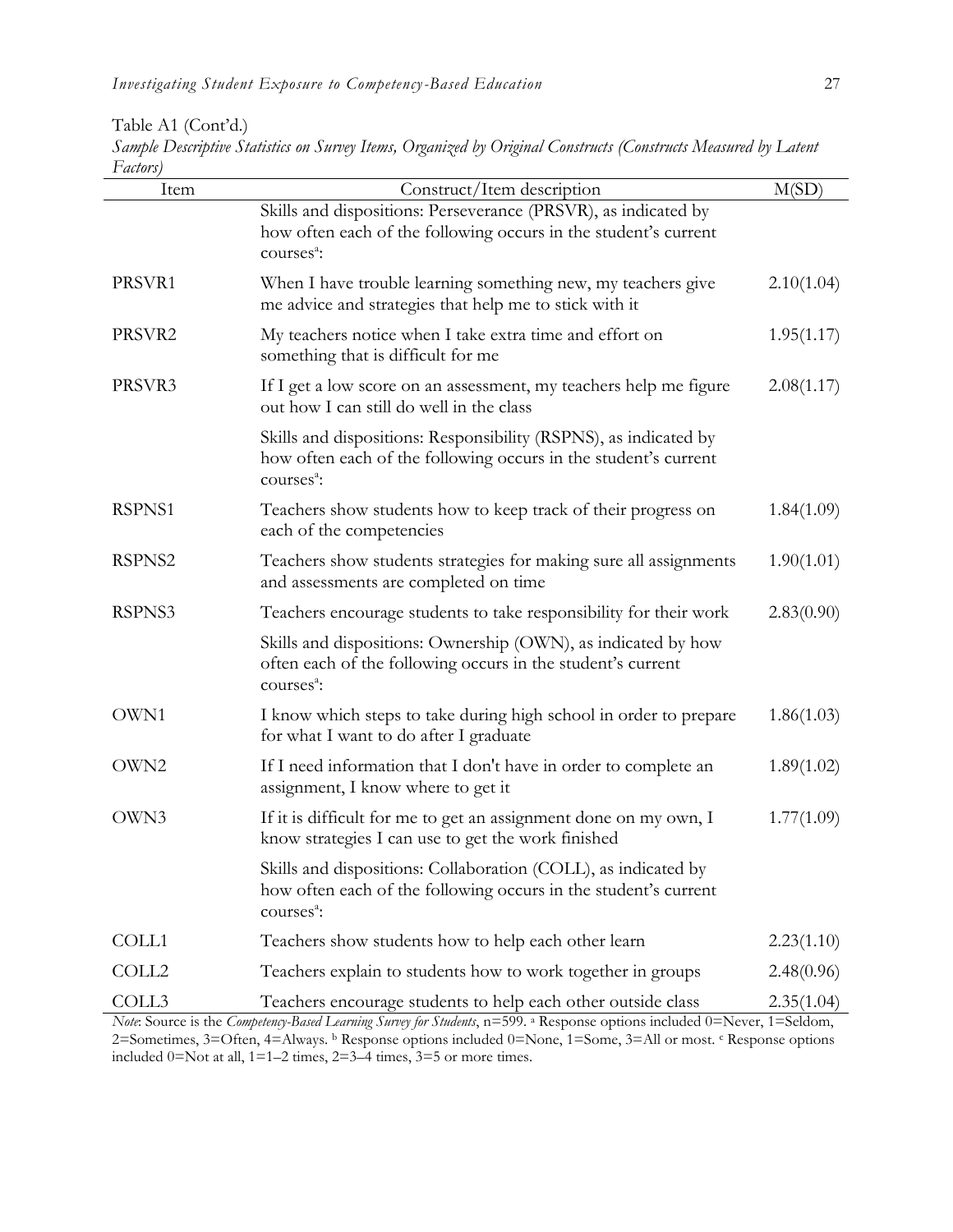Table A1 (Cont'd.)

*Sample Descriptive Statistics on Survey Items, Organized by Original Constructs (Constructs Measured by Latent Factors)*

| Item | Construct/Item description | M(SD) |
|---|---|---|
| | Skills and dispositions: Perseverance (PRSVR), as indicated by how often each of the following occurs in the student's current courses[a]: | |
| PRSVR1 | When I have trouble learning something new, my teachers give me advice and strategies that help me to stick with it | 2.10(1.04) |
| PRSVR2 | My teachers notice when I take extra time and effort on something that is difficult for me | 1.95(1.17) |
| PRSVR3 | If I get a low score on an assessment, my teachers help me figure out how I can still do well in the class | 2.08(1.17) |
| | Skills and dispositions: Responsibility (RSPNS), as indicated by how often each of the following occurs in the student's current courses[a]: | |
| RSPNS1 | Teachers show students how to keep track of their progress on each of the competencies | 1.84(1.09) |
| RSPNS2 | Teachers show students strategies for making sure all assignments and assessments are completed on time | 1.90(1.01) |
| RSPNS3 | Teachers encourage students to take responsibility for their work | 2.83(0.90) |
| | Skills and dispositions: Ownership (OWN), as indicated by how often each of the following occurs in the student's current courses[a]: | |
| OWN1 | I know which steps to take during high school in order to prepare for what I want to do after I graduate | 1.86(1.03) |
| OWN2 | If I need information that I don't have in order to complete an assignment, I know where to get it | 1.89(1.02) |
| OWN3 | If it is difficult for me to get an assignment done on my own, I know strategies I can use to get the work finished | 1.77(1.09) |
| | Skills and dispositions: Collaboration (COLL), as indicated by how often each of the following occurs in the student's current courses[a]: | |
| COLL1 | Teachers show students how to help each other learn | 2.23(1.10) |
| COLL2 | Teachers explain to students how to work together in groups | 2.48(0.96) |
| COLL3 | Teachers encourage students to help each other outside class | 2.35(1.04) |

*Note*: Source is the *Competency-Based Learning Survey for Students*, n=599. [a] Response options included 0=Never, 1=Seldom, 2=Sometimes, 3=Often, 4=Always. [b] Response options included 0=None, 1=Some, 3=All or most. [c] Response options included 0=Not at all, 1=1–2 times, 2=3–4 times, 3=5 or more times.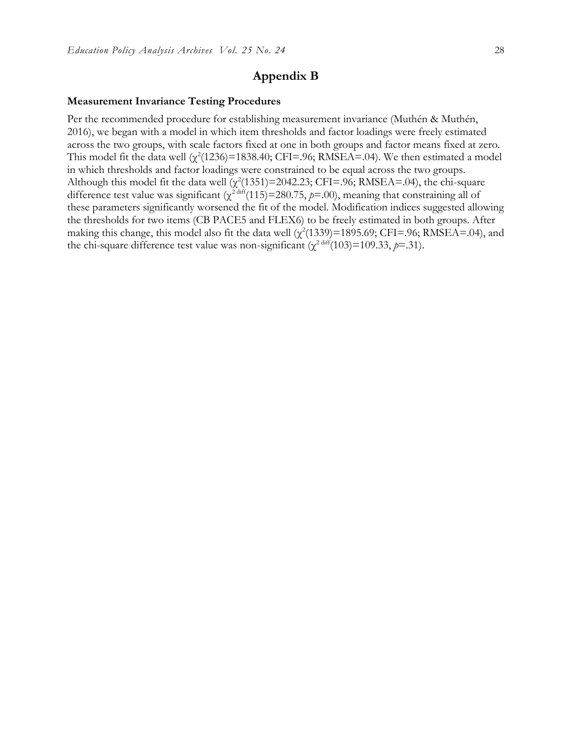# Appendix B

### Measurement Invariance Testing Procedures

Per the recommended procedure for establishing measurement invariance (Muthén & Muthén, 2016), we began with a model in which item thresholds and factor loadings were freely estimated across the two groups, with scale factors fixed at one in both groups and factor means fixed at zero. This model fit the data well ($\chi^2(1236)=1838.40$; CFI=.96; RMSEA=.04). We then estimated a model in which thresholds and factor loadings were constrained to be equal across the two groups. Although this model fit the data well ($\chi^2(1351)=2042.23$; CFI=.96; RMSEA=.04), the chi-square difference test value was significant ($\chi^{2\,diff}(115)=280.75$, $p=.00$), meaning that constraining all of these parameters significantly worsened the fit of the model. Modification indices suggested allowing the thresholds for two items (CB PACE5 and FLEX6) to be freely estimated in both groups. After making this change, this model also fit the data well ($\chi^2(1339)=1895.69$; CFI=.96; RMSEA=.04), and the chi-square difference test value was non-significant ($\chi^{2\,diff}(103)=109.33$, $p=.31$).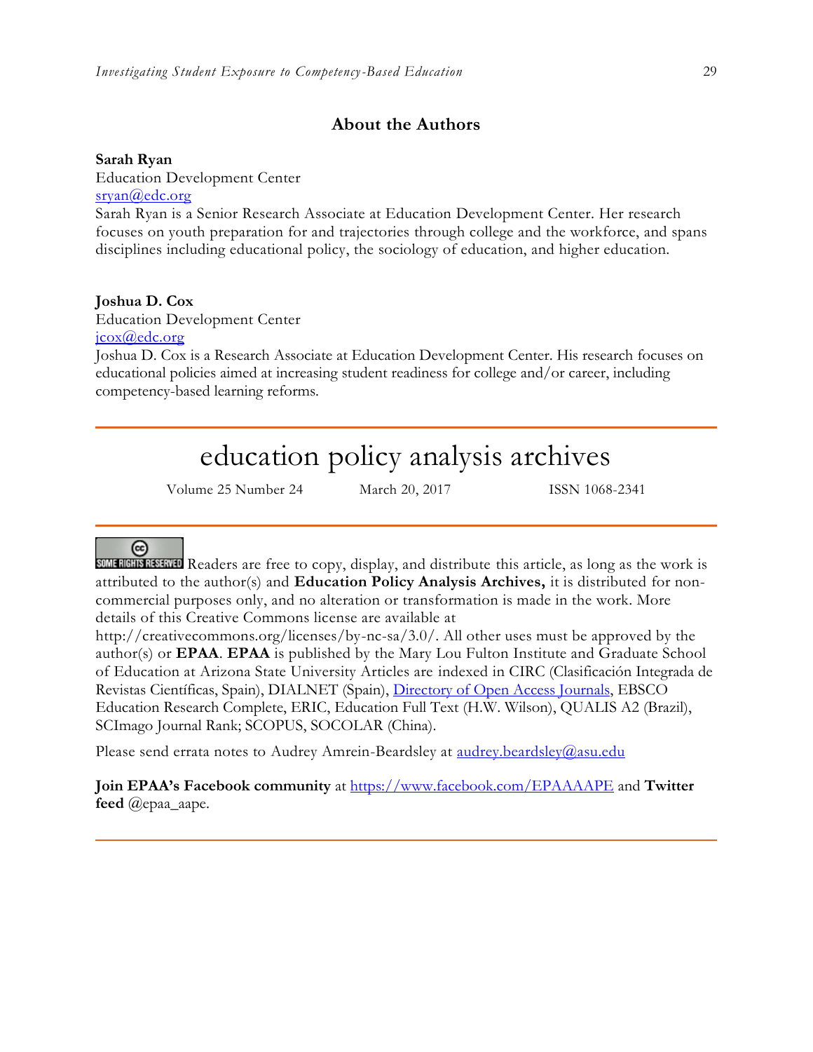## About the Authors

**Sarah Ryan**
Education Development Center
sryan@edc.org
Sarah Ryan is a Senior Research Associate at Education Development Center. Her research focuses on youth preparation for and trajectories through college and the workforce, and spans disciplines including educational policy, the sociology of education, and higher education.

**Joshua D. Cox**
Education Development Center
jcox@edc.org
Joshua D. Cox is a Research Associate at Education Development Center. His research focuses on educational policies aimed at increasing student readiness for college and/or career, including competency-based learning reforms.

---

# education policy analysis archives

Volume 25 Number 24 March 20, 2017 ISSN 1068-2341

---

SOME RIGHTS RESERVED Readers are free to copy, display, and distribute this article, as long as the work is attributed to the author(s) and **Education Policy Analysis Archives,** it is distributed for non-commercial purposes only, and no alteration or transformation is made in the work. More details of this Creative Commons license are available at http://creativecommons.org/licenses/by-nc-sa/3.0/. All other uses must be approved by the author(s) or **EPAA**. **EPAA** is published by the Mary Lou Fulton Institute and Graduate School of Education at Arizona State University Articles are indexed in CIRC (Clasificación Integrada de Revistas Científicas, Spain), DIALNET (Spain), Directory of Open Access Journals, EBSCO Education Research Complete, ERIC, Education Full Text (H.W. Wilson), QUALIS A2 (Brazil), SCImago Journal Rank; SCOPUS, SOCOLAR (China).

Please send errata notes to Audrey Amrein-Beardsley at audrey.beardsley@asu.edu

**Join EPAA's Facebook community** at https://www.facebook.com/EPAAAAPE and **Twitter feed** @epaa_aape.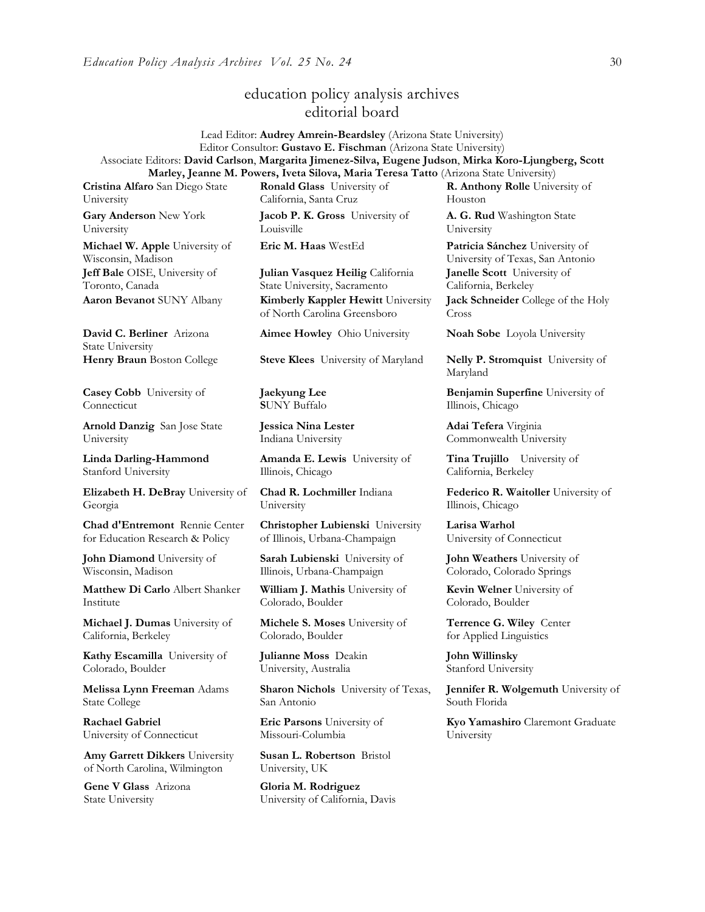# education policy analysis archives
## editorial board

Lead Editor: **Audrey Amrein-Beardsley** (Arizona State University)
Editor Consultor: **Gustavo E. Fischman** (Arizona State University)
Associate Editors: **David Carlson**, **Margarita Jimenez-Silva, Eugene Judson**, **Mirka Koro-Ljungberg, Scott Marley, Jeanne M. Powers, Iveta Silova, Maria Teresa Tatto** (Arizona State University)

**Cristina Alfaro** San Diego State University

**Gary Anderson** New York University

**Michael W. Apple** University of Wisconsin, Madison

**Jeff Bale** OISE, University of Toronto, Canada

**Aaron Bevanot** SUNY Albany

**David C. Berliner** Arizona State University

**Henry Braun** Boston College

**Casey Cobb** University of Connecticut

**Arnold Danzig** San Jose State University

**Linda Darling-Hammond** Stanford University

**Elizabeth H. DeBray** University of Georgia

**Chad d'Entremont** Rennie Center for Education Research & Policy

**John Diamond** University of Wisconsin, Madison

**Matthew Di Carlo** Albert Shanker Institute

**Michael J. Dumas** University of California, Berkeley

**Kathy Escamilla** University of Colorado, Boulder

**Melissa Lynn Freeman** Adams State College

**Rachael Gabriel** University of Connecticut

**Amy Garrett Dikkers** University of North Carolina, Wilmington

**Gene V Glass** Arizona State University

**Ronald Glass** University of California, Santa Cruz

**Jacob P. K. Gross** University of Louisville

**Eric M. Haas** WestEd

**Julian Vasquez Heilig** California State University, Sacramento

**Kimberly Kappler Hewitt** University of North Carolina Greensboro

**Aimee Howley** Ohio University

**Steve Klees** University of Maryland

**Jaekyung Lee** **S**UNY Buffalo

**Jessica Nina Lester** Indiana University

**Amanda E. Lewis** University of Illinois, Chicago

**Chad R. Lochmiller** Indiana University

**Christopher Lubienski** University of Illinois, Urbana-Champaign

**Sarah Lubienski** University of Illinois, Urbana-Champaign

**William J. Mathis** University of Colorado, Boulder

**Michele S. Moses** University of Colorado, Boulder

**Julianne Moss** Deakin University, Australia

**Sharon Nichols** University of Texas, San Antonio

**Eric Parsons** University of Missouri-Columbia

**Susan L. Robertson** Bristol University, UK

**Gloria M. Rodriguez** University of California, Davis

**R. Anthony Rolle** University of Houston

**A. G. Rud** Washington State University

**Patricia Sánchez** University of University of Texas, San Antonio

**Janelle Scott** University of California, Berkeley

**Jack Schneider** College of the Holy Cross

**Noah Sobe** Loyola University

**Nelly P. Stromquist** University of Maryland

**Benjamin Superfine** University of Illinois, Chicago

**Adai Tefera** Virginia Commonwealth University

**Tina Trujillo** University of California, Berkeley

**Federico R. Waitoller** University of Illinois, Chicago

**Larisa Warhol** University of Connecticut

**John Weathers** University of Colorado, Colorado Springs

**Kevin Welner** University of Colorado, Boulder

**Terrence G. Wiley** Center for Applied Linguistics

**John Willinsky** Stanford University

**Jennifer R. Wolgemuth** University of South Florida

**Kyo Yamashiro** Claremont Graduate University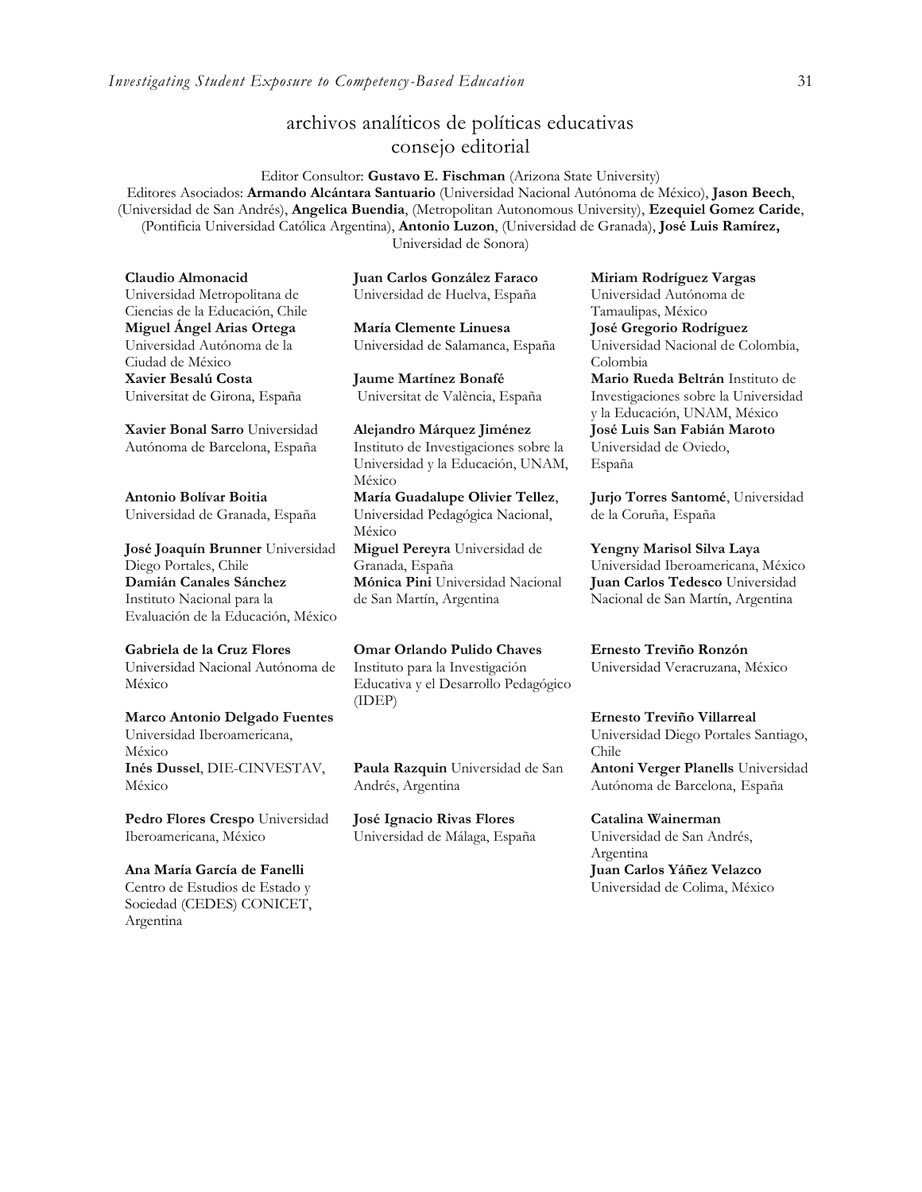## archivos analíticos de políticas educativas
## consejo editorial

Editor Consultor: **Gustavo E. Fischman** (Arizona State University)

Editores Asociados: **Armando Alcántara Santuario** (Universidad Nacional Autónoma de México), **Jason Beech**, (Universidad de San Andrés), **Angelica Buendia**, (Metropolitan Autonomous University), **Ezequiel Gomez Caride**, (Pontificia Universidad Católica Argentina), **Antonio Luzon**, (Universidad de Granada), **José Luis Ramírez,** Universidad de Sonora)

**Claudio Almonacid** Universidad Metropolitana de Ciencias de la Educación, Chile

**Miguel Ángel Arias Ortega** Universidad Autónoma de la Ciudad de México

**Xavier Besalú Costa** Universitat de Girona, España

**Xavier Bonal Sarro** Universidad Autónoma de Barcelona, España

**Antonio Bolívar Boitia** Universidad de Granada, España

**José Joaquín Brunner** Universidad Diego Portales, Chile

**Damián Canales Sánchez** Instituto Nacional para la Evaluación de la Educación, México

**Gabriela de la Cruz Flores** Universidad Nacional Autónoma de México

**Marco Antonio Delgado Fuentes** Universidad Iberoamericana, México

**Inés Dussel**, DIE-CINVESTAV, México

**Pedro Flores Crespo** Universidad Iberoamericana, México

**Ana María García de Fanelli** Centro de Estudios de Estado y Sociedad (CEDES) CONICET, Argentina

**Juan Carlos González Faraco** Universidad de Huelva, España

**María Clemente Linuesa** Universidad de Salamanca, España

**Jaume Martínez Bonafé** Universitat de València, España

**Alejandro Márquez Jiménez** Instituto de Investigaciones sobre la Universidad y la Educación, UNAM, México

**María Guadalupe Olivier Tellez**, Universidad Pedagógica Nacional, México

**Miguel Pereyra** Universidad de Granada, España

**Mónica Pini** Universidad Nacional de San Martín, Argentina

**Omar Orlando Pulido Chaves** Instituto para la Investigación Educativa y el Desarrollo Pedagógico (IDEP)

**Paula Razquin** Universidad de San Andrés, Argentina

**José Ignacio Rivas Flores** Universidad de Málaga, España

**Miriam Rodríguez Vargas** Universidad Autónoma de Tamaulipas, México

**José Gregorio Rodríguez** Universidad Nacional de Colombia, Colombia

**Mario Rueda Beltrán** Instituto de Investigaciones sobre la Universidad y la Educación, UNAM, México

**José Luis San Fabián Maroto** Universidad de Oviedo, España

**Jurjo Torres Santomé**, Universidad de la Coruña, España

**Yengny Marisol Silva Laya** Universidad Iberoamericana, México

**Juan Carlos Tedesco** Universidad Nacional de San Martín, Argentina

**Ernesto Treviño Ronzón** Universidad Veracruzana, México

**Ernesto Treviño Villarreal** Universidad Diego Portales Santiago, Chile

**Antoni Verger Planells** Universidad Autónoma de Barcelona, España

**Catalina Wainerman** Universidad de San Andrés, Argentina

**Juan Carlos Yáñez Velazco** Universidad de Colima, México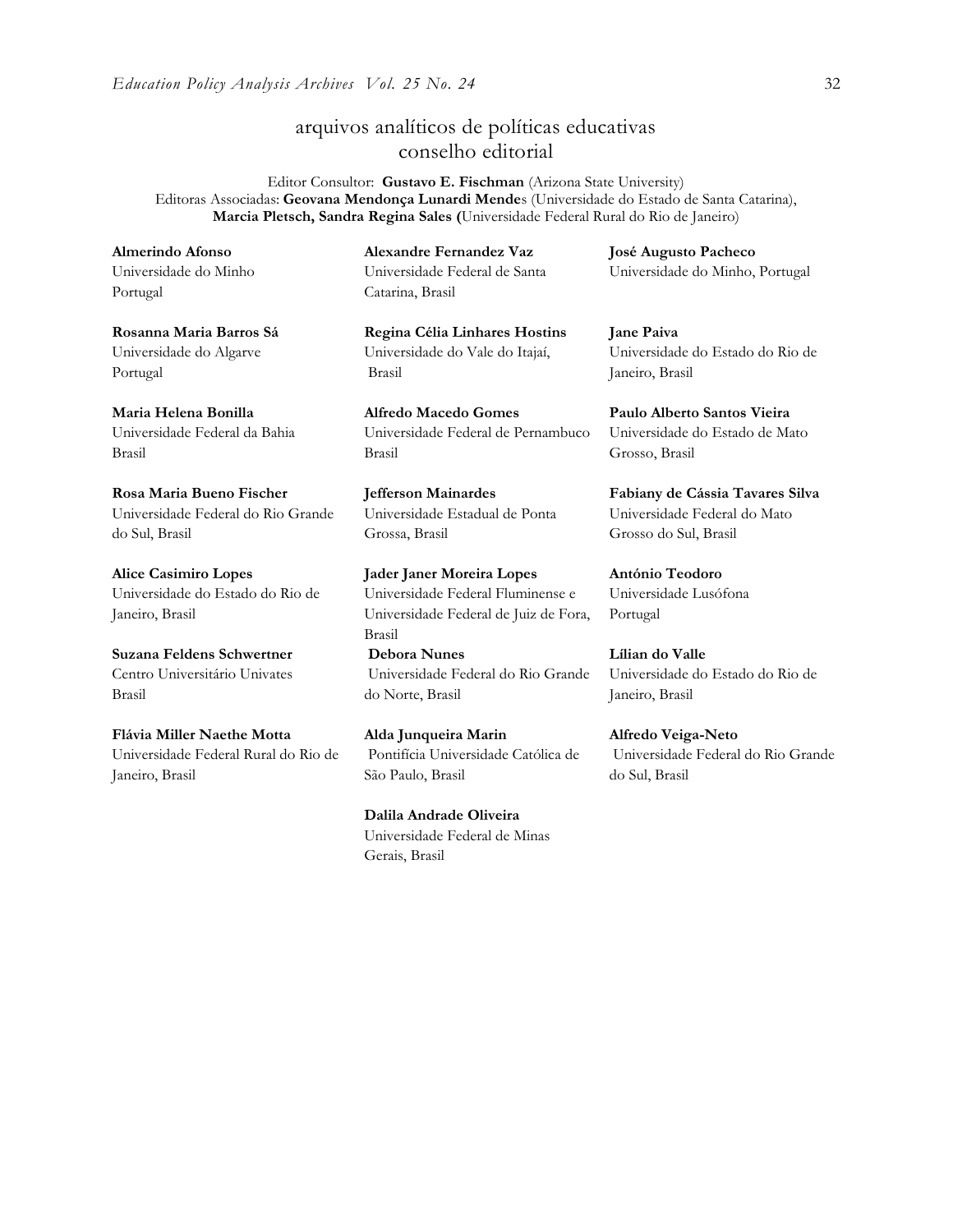# arquivos analíticos de políticas educativas
## conselho editorial

Editor Consultor: **Gustavo E. Fischman** (Arizona State University)
Editoras Associadas: **Geovana Mendonça Lunardi Mendes** (Universidade do Estado de Santa Catarina), **Marcia Pletsch, Sandra Regina Sales (**Universidade Federal Rural do Rio de Janeiro)

**Almerindo Afonso**
Universidade do Minho
Portugal

**Rosanna Maria Barros Sá**
Universidade do Algarve
Portugal

**Maria Helena Bonilla**
Universidade Federal da Bahia
Brasil

**Rosa Maria Bueno Fischer**
Universidade Federal do Rio Grande do Sul, Brasil

**Alice Casimiro Lopes**
Universidade do Estado do Rio de Janeiro, Brasil

**Suzana Feldens Schwertner**
Centro Universitário Univates
Brasil

**Flávia Miller Naethe Motta**
Universidade Federal Rural do Rio de Janeiro, Brasil

**Alexandre Fernandez Vaz**
Universidade Federal de Santa Catarina, Brasil

**Regina Célia Linhares Hostins**
Universidade do Vale do Itajaí, Brasil

**Alfredo Macedo Gomes**
Universidade Federal de Pernambuco
Brasil

**Jefferson Mainardes**
Universidade Estadual de Ponta Grossa, Brasil

**Jader Janer Moreira Lopes**
Universidade Federal Fluminense e Universidade Federal de Juiz de Fora, Brasil

**Debora Nunes**
Universidade Federal do Rio Grande do Norte, Brasil

**Alda Junqueira Marin**
Pontifícia Universidade Católica de São Paulo, Brasil

**Dalila Andrade Oliveira**
Universidade Federal de Minas Gerais, Brasil

**José Augusto Pacheco**
Universidade do Minho, Portugal

**Jane Paiva**
Universidade do Estado do Rio de Janeiro, Brasil

**Paulo Alberto Santos Vieira**
Universidade do Estado de Mato Grosso, Brasil

**Fabiany de Cássia Tavares Silva**
Universidade Federal do Mato Grosso do Sul, Brasil

**António Teodoro**
Universidade Lusófona
Portugal

**Lílian do Valle**
Universidade do Estado do Rio de Janeiro, Brasil

**Alfredo Veiga-Neto**
Universidade Federal do Rio Grande do Sul, Brasil